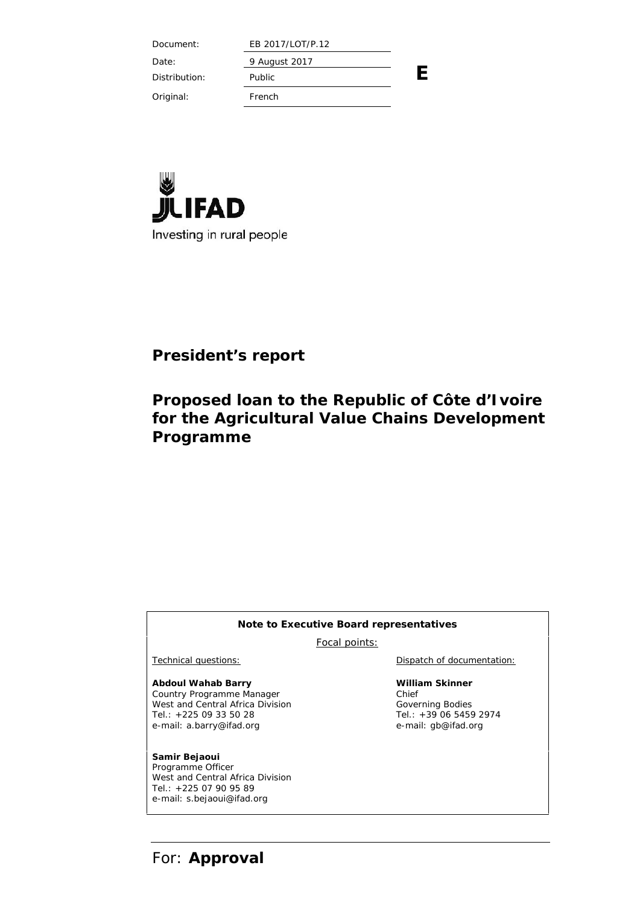| Document: | EB 2017/LOT/P.12 |
| --- | --- |
| Date: | 9 August 2017 |
| Distribution: | Public |
| Original: | French |

**E**

IFAD
Investing in rural people

# President's report

# Proposed loan to the Republic of Côte d'Ivoire for the Agricultural Value Chains Development Programme

**Note to Executive Board representatives**

Focal points:

| Technical questions: | Dispatch of documentation: |
| --- | --- |
| **Abdoul Wahab Barry**<br>Country Programme Manager<br>West and Central Africa Division<br>Tel.: +225 09 33 50 28<br>e-mail: a.barry@ifad.org | **William Skinner**<br>Chief<br>Governing Bodies<br>Tel.: +39 06 5459 2974<br>e-mail: gb@ifad.org |
| **Samir Bejaoui**<br>Programme Officer<br>West and Central Africa Division<br>Tel.: +225 07 90 95 89<br>e-mail: s.bejaoui@ifad.org | |

For: **Approval**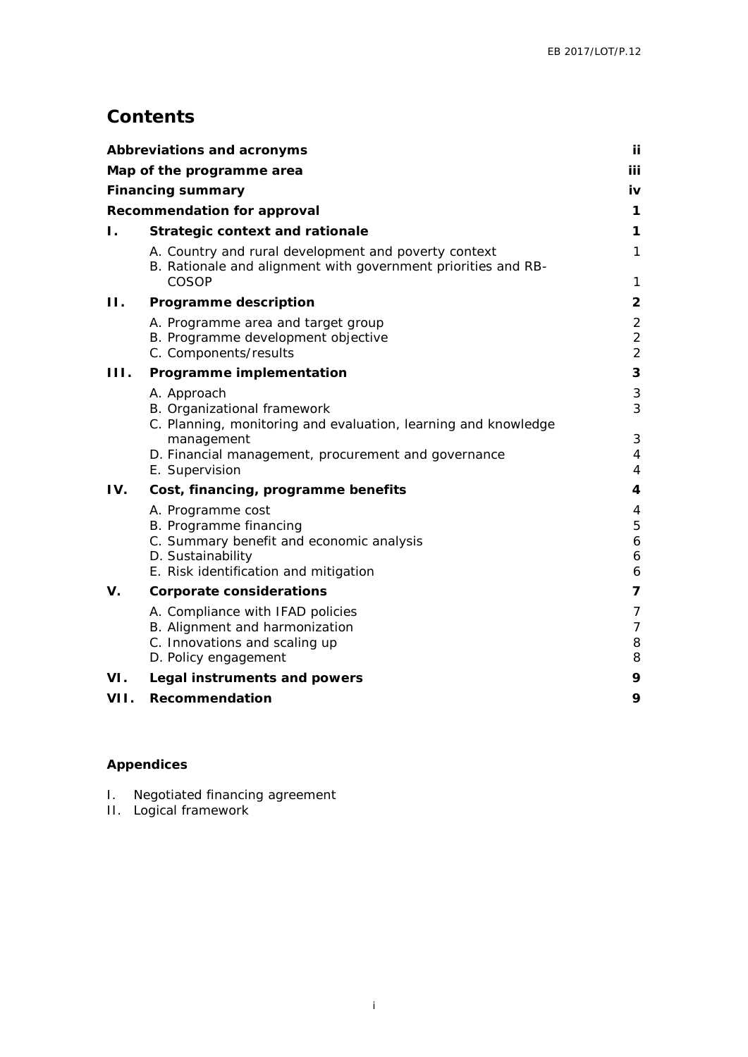# Contents

| | | |
|---|---|---|
| **Abbreviations and acronyms** | | **ii** |
| **Map of the programme area** | | **iii** |
| **Financing summary** | | **iv** |
| **Recommendation for approval** | | **1** |
| **I.** | **Strategic context and rationale** | **1** |
| | A. Country and rural development and poverty context | 1 |
| | B. Rationale and alignment with government priorities and RB-COSOP | 1 |
| **II.** | **Programme description** | **2** |
| | A. Programme area and target group | 2 |
| | B. Programme development objective | 2 |
| | C. Components/results | 2 |
| **III.** | **Programme implementation** | **3** |
| | A. Approach | 3 |
| | B. Organizational framework | 3 |
| | C. Planning, monitoring and evaluation, learning and knowledge management | 3 |
| | D. Financial management, procurement and governance | 4 |
| | E. Supervision | 4 |
| **IV.** | **Cost, financing, programme benefits** | **4** |
| | A. Programme cost | 4 |
| | B. Programme financing | 5 |
| | C. Summary benefit and economic analysis | 6 |
| | D. Sustainability | 6 |
| | E. Risk identification and mitigation | 6 |
| **V.** | **Corporate considerations** | **7** |
| | A. Compliance with IFAD policies | 7 |
| | B. Alignment and harmonization | 7 |
| | C. Innovations and scaling up | 8 |
| | D. Policy engagement | 8 |
| **VI.** | **Legal instruments and powers** | **9** |
| **VII.** | **Recommendation** | **9** |

**Appendices**

I. Negotiated financing agreement
II. Logical framework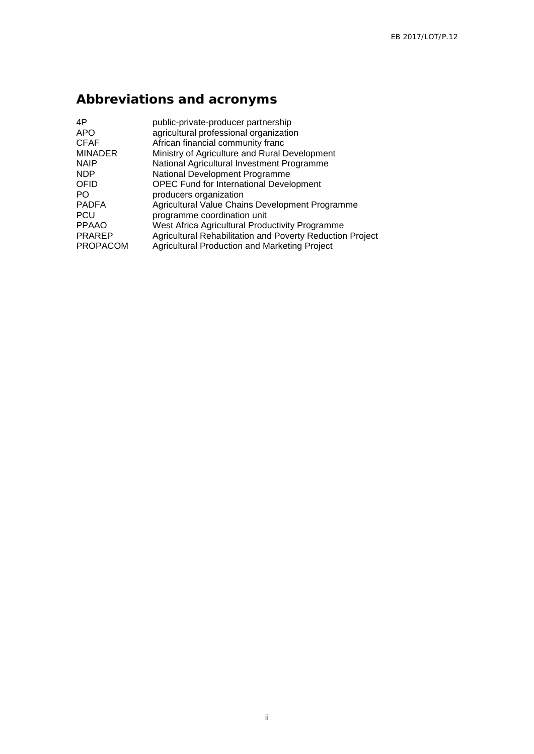# Abbreviations and acronyms

| | |
|---|---|
| 4P | public-private-producer partnership |
| APO | agricultural professional organization |
| CFAF | African financial community franc |
| MINADER | Ministry of Agriculture and Rural Development |
| NAIP | National Agricultural Investment Programme |
| NDP | National Development Programme |
| OFID | OPEC Fund for International Development |
| PO | producers organization |
| PADFA | Agricultural Value Chains Development Programme |
| PCU | programme coordination unit |
| PPAAO | West Africa Agricultural Productivity Programme |
| PRAREP | Agricultural Rehabilitation and Poverty Reduction Project |
| PROPACOM | Agricultural Production and Marketing Project |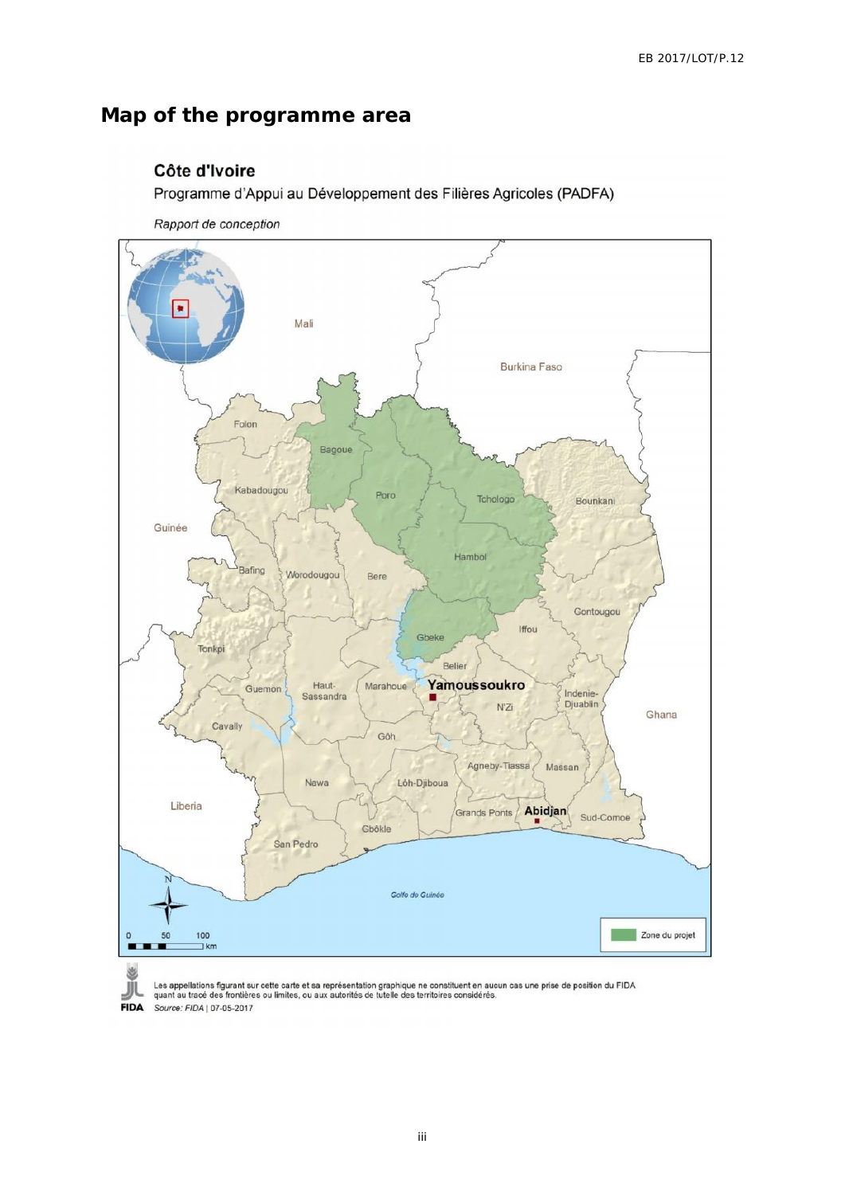# Map of the programme area

Côte d'Ivoire

Programme d'Appui au Développement des Filières Agricoles (PADFA)

*Rapport de conception*

Mali

Burkina Faso

Guinée

Ghana

Liberia

Folon

Bagoue

Poro

Tchologo

Bounkani

Kabadougou

Hambol

Bafing

Worodougou

Bere

Gontougou

Iffou

Gbeke

Tonkpi

Belier

Guemon

Haut-Sassandra

Marahoue

Yamoussoukro

N'Zi

Indenie-Djuablin

Cavally

Gôh

Agneby-Tiassa

Massan

Nawa

Lôh-Djiboua

Grands Ponts

Abidjan

Sud-Comoe

Gbôkle

San Pedro

*Golfe de Guinée*

N

0 50 100 km

Zone du projet

Les appellations figurant sur cette carte et sa représentation graphique ne constituent en aucun cas une prise de position du FIDA quant au tracé des frontières ou limites, ou aux autorités de tutelle des territoires considérés.

FIDA *Source: FIDA | 07-05-2017*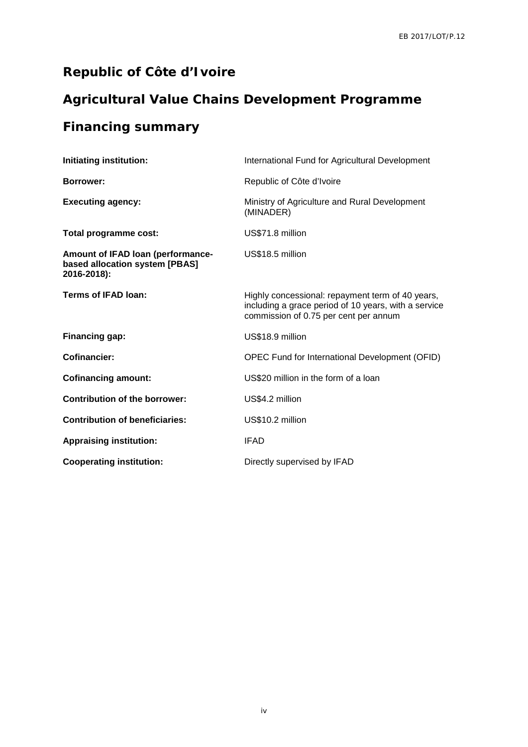# Republic of Côte d'Ivoire

# Agricultural Value Chains Development Programme

# Financing summary

| | |
|---|---|
| **Initiating institution:** | International Fund for Agricultural Development |
| **Borrower:** | Republic of Côte d'Ivoire |
| **Executing agency:** | Ministry of Agriculture and Rural Development (MINADER) |
| **Total programme cost:** | US$71.8 million |
| **Amount of IFAD loan (performance-based allocation system [PBAS] 2016-2018):** | US$18.5 million |
| **Terms of IFAD loan:** | Highly concessional: repayment term of 40 years, including a grace period of 10 years, with a service commission of 0.75 per cent per annum |
| **Financing gap:** | US$18.9 million |
| **Cofinancier:** | OPEC Fund for International Development (OFID) |
| **Cofinancing amount:** | US$20 million in the form of a loan |
| **Contribution of the borrower:** | US$4.2 million |
| **Contribution of beneficiaries:** | US$10.2 million |
| **Appraising institution:** | IFAD |
| **Cooperating institution:** | Directly supervised by IFAD |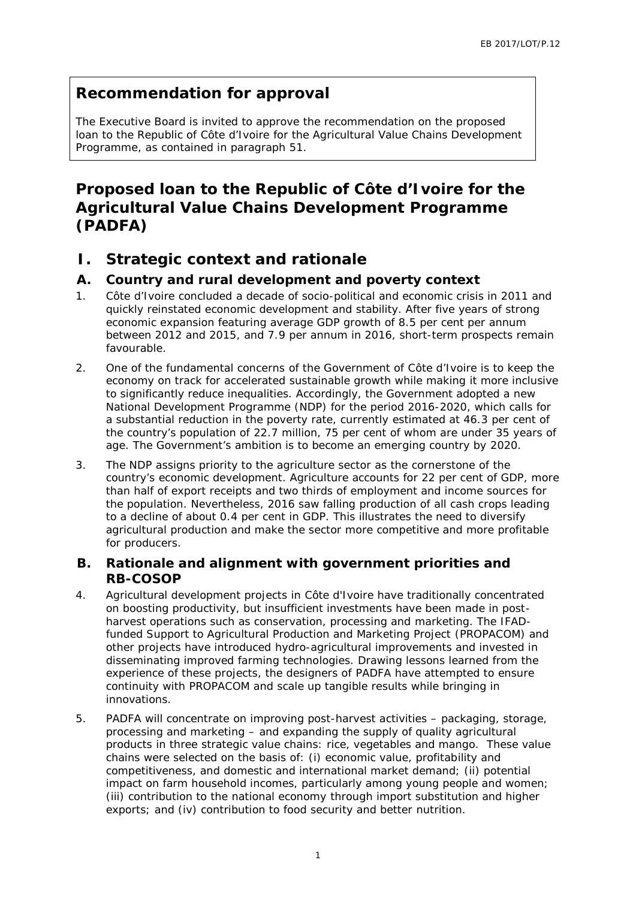## Recommendation for approval

The Executive Board is invited to approve the recommendation on the proposed loan to the Republic of Côte d'Ivoire for the Agricultural Value Chains Development Programme, as contained in paragraph 51.

# Proposed loan to the Republic of Côte d'Ivoire for the Agricultural Value Chains Development Programme (PADFA)

## I. Strategic context and rationale

### A. Country and rural development and poverty context

1. Côte d'Ivoire concluded a decade of socio-political and economic crisis in 2011 and quickly reinstated economic development and stability. After five years of strong economic expansion featuring average GDP growth of 8.5 per cent per annum between 2012 and 2015, and 7.9 per annum in 2016, short-term prospects remain favourable.

2. One of the fundamental concerns of the Government of Côte d'Ivoire is to keep the economy on track for accelerated sustainable growth while making it more inclusive to significantly reduce inequalities. Accordingly, the Government adopted a new National Development Programme (NDP) for the period 2016-2020, which calls for a substantial reduction in the poverty rate, currently estimated at 46.3 per cent of the country's population of 22.7 million, 75 per cent of whom are under 35 years of age. The Government's ambition is to become an emerging country by 2020.

3. The NDP assigns priority to the agriculture sector as the cornerstone of the country's economic development. Agriculture accounts for 22 per cent of GDP, more than half of export receipts and two thirds of employment and income sources for the population. Nevertheless, 2016 saw falling production of all cash crops leading to a decline of about 0.4 per cent in GDP. This illustrates the need to diversify agricultural production and make the sector more competitive and more profitable for producers.

### B. Rationale and alignment with government priorities and RB-COSOP

4. Agricultural development projects in Côte d'Ivoire have traditionally concentrated on boosting productivity, but insufficient investments have been made in post-harvest operations such as conservation, processing and marketing. The IFAD-funded Support to Agricultural Production and Marketing Project (PROPACOM) and other projects have introduced hydro-agricultural improvements and invested in disseminating improved farming technologies. Drawing lessons learned from the experience of these projects, the designers of PADFA have attempted to ensure continuity with PROPACOM and scale up tangible results while bringing in innovations.

5. PADFA will concentrate on improving post-harvest activities – packaging, storage, processing and marketing – and expanding the supply of quality agricultural products in three strategic value chains: rice, vegetables and mango. These value chains were selected on the basis of: (i) economic value, profitability and competitiveness, and domestic and international market demand; (ii) potential impact on farm household incomes, particularly among young people and women; (iii) contribution to the national economy through import substitution and higher exports; and (iv) contribution to food security and better nutrition.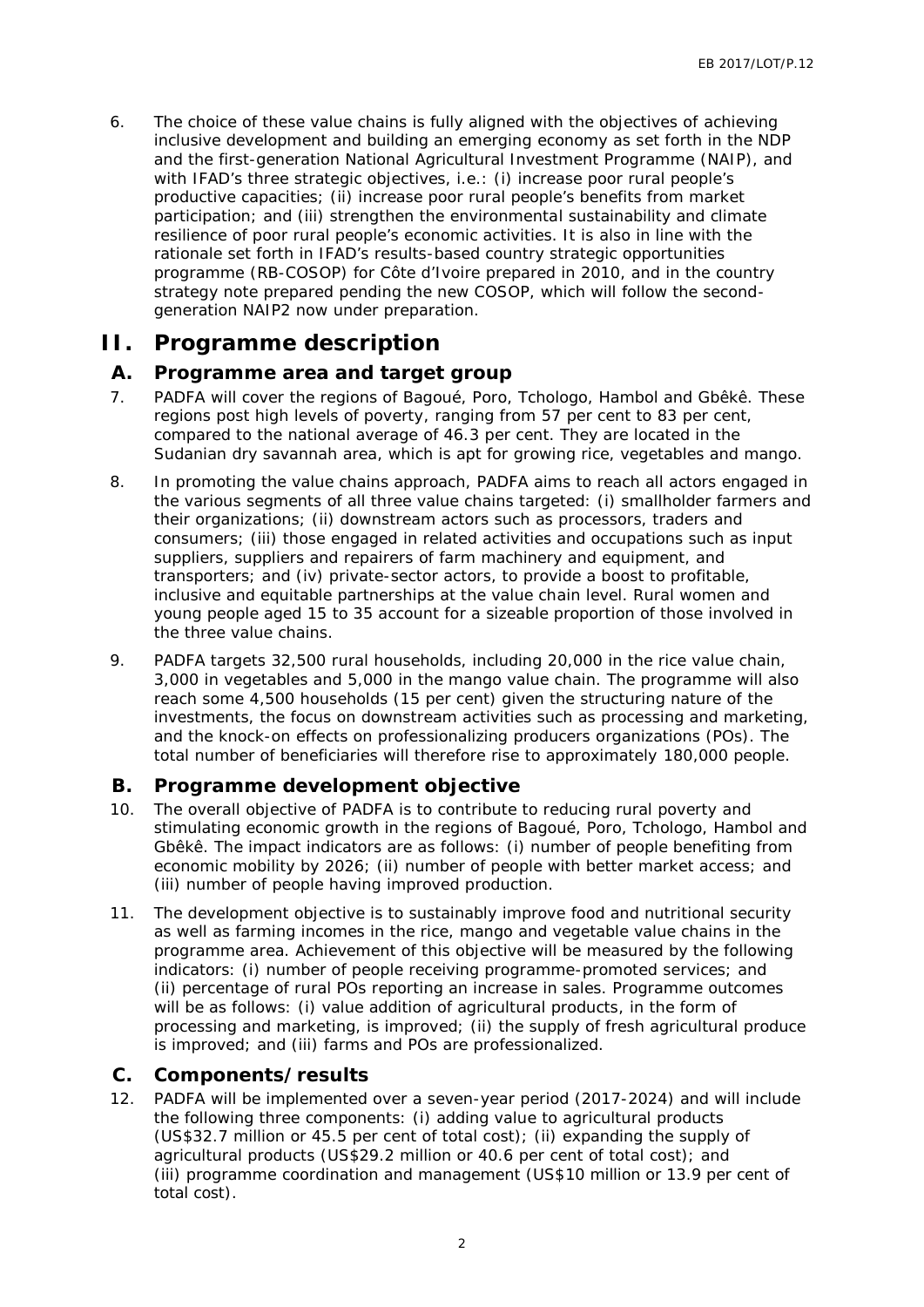6. The choice of these value chains is fully aligned with the objectives of achieving inclusive development and building an emerging economy as set forth in the NDP and the first-generation National Agricultural Investment Programme (NAIP), and with IFAD's three strategic objectives, i.e.: (i) increase poor rural people's productive capacities; (ii) increase poor rural people's benefits from market participation; and (iii) strengthen the environmental sustainability and climate resilience of poor rural people's economic activities. It is also in line with the rationale set forth in IFAD's results-based country strategic opportunities programme (RB-COSOP) for Côte d'Ivoire prepared in 2010, and in the country strategy note prepared pending the new COSOP, which will follow the second-generation NAIP2 now under preparation.

# II. Programme description

## A. Programme area and target group

7. PADFA will cover the regions of Bagoué, Poro, Tchologo, Hambol and Gbêkê. These regions post high levels of poverty, ranging from 57 per cent to 83 per cent, compared to the national average of 46.3 per cent. They are located in the Sudanian dry savannah area, which is apt for growing rice, vegetables and mango.

8. In promoting the value chains approach, PADFA aims to reach all actors engaged in the various segments of all three value chains targeted: (i) smallholder farmers and their organizations; (ii) downstream actors such as processors, traders and consumers; (iii) those engaged in related activities and occupations such as input suppliers, suppliers and repairers of farm machinery and equipment, and transporters; and (iv) private-sector actors, to provide a boost to profitable, inclusive and equitable partnerships at the value chain level. Rural women and young people aged 15 to 35 account for a sizeable proportion of those involved in the three value chains.

9. PADFA targets 32,500 rural households, including 20,000 in the rice value chain, 3,000 in vegetables and 5,000 in the mango value chain. The programme will also reach some 4,500 households (15 per cent) given the structuring nature of the investments, the focus on downstream activities such as processing and marketing, and the knock-on effects on professionalizing producers organizations (POs). The total number of beneficiaries will therefore rise to approximately 180,000 people.

## B. Programme development objective

10. The overall objective of PADFA is to contribute to reducing rural poverty and stimulating economic growth in the regions of Bagoué, Poro, Tchologo, Hambol and Gbêkê. The impact indicators are as follows: (i) number of people benefiting from economic mobility by 2026; (ii) number of people with better market access; and (iii) number of people having improved production.

11. The development objective is to sustainably improve food and nutritional security as well as farming incomes in the rice, mango and vegetable value chains in the programme area. Achievement of this objective will be measured by the following indicators: (i) number of people receiving programme-promoted services; and (ii) percentage of rural POs reporting an increase in sales. Programme outcomes will be as follows: (i) value addition of agricultural products, in the form of processing and marketing, is improved; (ii) the supply of fresh agricultural produce is improved; and (iii) farms and POs are professionalized.

## C. Components/results

12. PADFA will be implemented over a seven-year period (2017-2024) and will include the following three components: (i) adding value to agricultural products (US$32.7 million or 45.5 per cent of total cost); (ii) expanding the supply of agricultural products (US$29.2 million or 40.6 per cent of total cost); and (iii) programme coordination and management (US$10 million or 13.9 per cent of total cost).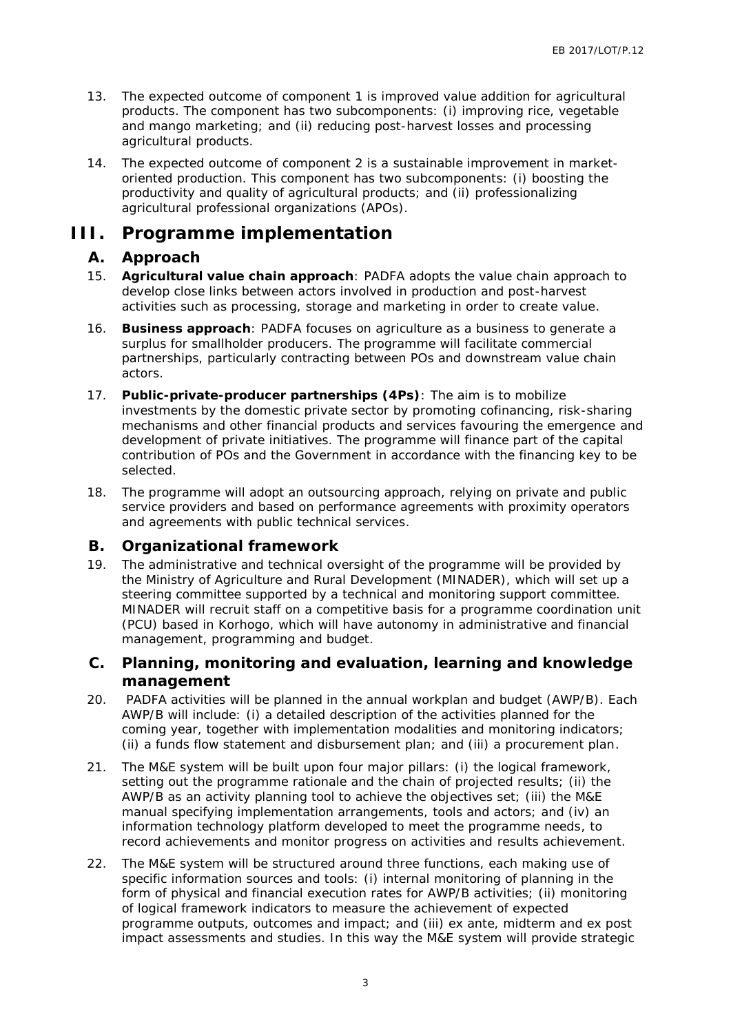13. The expected outcome of component 1 is improved value addition for agricultural products. The component has two subcomponents: (i) improving rice, vegetable and mango marketing; and (ii) reducing post-harvest losses and processing agricultural products.

14. The expected outcome of component 2 is a sustainable improvement in market-oriented production. This component has two subcomponents: (i) boosting the productivity and quality of agricultural products; and (ii) professionalizing agricultural professional organizations (APOs).

# III. Programme implementation

## A. Approach

15. **Agricultural value chain approach**: PADFA adopts the value chain approach to develop close links between actors involved in production and post-harvest activities such as processing, storage and marketing in order to create value.

16. **Business approach**: PADFA focuses on agriculture as a business to generate a surplus for smallholder producers. The programme will facilitate commercial partnerships, particularly contracting between POs and downstream value chain actors.

17. **Public-private-producer partnerships (4Ps)**: The aim is to mobilize investments by the domestic private sector by promoting cofinancing, risk-sharing mechanisms and other financial products and services favouring the emergence and development of private initiatives. The programme will finance part of the capital contribution of POs and the Government in accordance with the financing key to be selected.

18. The programme will adopt an outsourcing approach, relying on private and public service providers and based on performance agreements with proximity operators and agreements with public technical services.

## B. Organizational framework

19. The administrative and technical oversight of the programme will be provided by the Ministry of Agriculture and Rural Development (MINADER), which will set up a steering committee supported by a technical and monitoring support committee. MINADER will recruit staff on a competitive basis for a programme coordination unit (PCU) based in Korhogo, which will have autonomy in administrative and financial management, programming and budget.

## C. Planning, monitoring and evaluation, learning and knowledge management

20. PADFA activities will be planned in the annual workplan and budget (AWP/B). Each AWP/B will include: (i) a detailed description of the activities planned for the coming year, together with implementation modalities and monitoring indicators; (ii) a funds flow statement and disbursement plan; and (iii) a procurement plan.

21. The M&E system will be built upon four major pillars: (i) the logical framework, setting out the programme rationale and the chain of projected results; (ii) the AWP/B as an activity planning tool to achieve the objectives set; (iii) the M&E manual specifying implementation arrangements, tools and actors; and (iv) an information technology platform developed to meet the programme needs, to record achievements and monitor progress on activities and results achievement.

22. The M&E system will be structured around three functions, each making use of specific information sources and tools: (i) internal monitoring of planning in the form of physical and financial execution rates for AWP/B activities; (ii) monitoring of logical framework indicators to measure the achievement of expected programme outputs, outcomes and impact; and (iii) ex ante, midterm and ex post impact assessments and studies. In this way the M&E system will provide strategic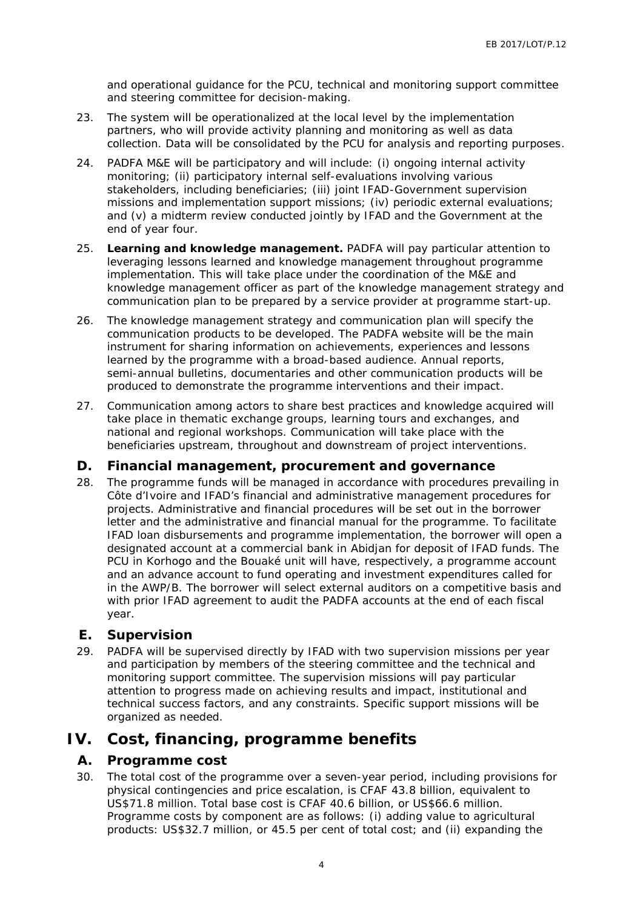and operational guidance for the PCU, technical and monitoring support committee and steering committee for decision-making.

23. The system will be operationalized at the local level by the implementation partners, who will provide activity planning and monitoring as well as data collection. Data will be consolidated by the PCU for analysis and reporting purposes.

24. PADFA M&E will be participatory and will include: (i) ongoing internal activity monitoring; (ii) participatory internal self-evaluations involving various stakeholders, including beneficiaries; (iii) joint IFAD-Government supervision missions and implementation support missions; (iv) periodic external evaluations; and (v) a midterm review conducted jointly by IFAD and the Government at the end of year four.

25. **Learning and knowledge management.** PADFA will pay particular attention to leveraging lessons learned and knowledge management throughout programme implementation. This will take place under the coordination of the M&E and knowledge management officer as part of the knowledge management strategy and communication plan to be prepared by a service provider at programme start-up.

26. The knowledge management strategy and communication plan will specify the communication products to be developed. The PADFA website will be the main instrument for sharing information on achievements, experiences and lessons learned by the programme with a broad-based audience. Annual reports, semi-annual bulletins, documentaries and other communication products will be produced to demonstrate the programme interventions and their impact.

27. Communication among actors to share best practices and knowledge acquired will take place in thematic exchange groups, learning tours and exchanges, and national and regional workshops. Communication will take place with the beneficiaries upstream, throughout and downstream of project interventions.

## D. Financial management, procurement and governance

28. The programme funds will be managed in accordance with procedures prevailing in Côte d'Ivoire and IFAD's financial and administrative management procedures for projects. Administrative and financial procedures will be set out in the borrower letter and the administrative and financial manual for the programme. To facilitate IFAD loan disbursements and programme implementation, the borrower will open a designated account at a commercial bank in Abidjan for deposit of IFAD funds. The PCU in Korhogo and the Bouaké unit will have, respectively, a programme account and an advance account to fund operating and investment expenditures called for in the AWP/B. The borrower will select external auditors on a competitive basis and with prior IFAD agreement to audit the PADFA accounts at the end of each fiscal year.

## E. Supervision

29. PADFA will be supervised directly by IFAD with two supervision missions per year and participation by members of the steering committee and the technical and monitoring support committee. The supervision missions will pay particular attention to progress made on achieving results and impact, institutional and technical success factors, and any constraints. Specific support missions will be organized as needed.

# IV. Cost, financing, programme benefits

## A. Programme cost

30. The total cost of the programme over a seven-year period, including provisions for physical contingencies and price escalation, is CFAF 43.8 billion, equivalent to US$71.8 million. Total base cost is CFAF 40.6 billion, or US$66.6 million. Programme costs by component are as follows: (i) adding value to agricultural products: US$32.7 million, or 45.5 per cent of total cost; and (ii) expanding the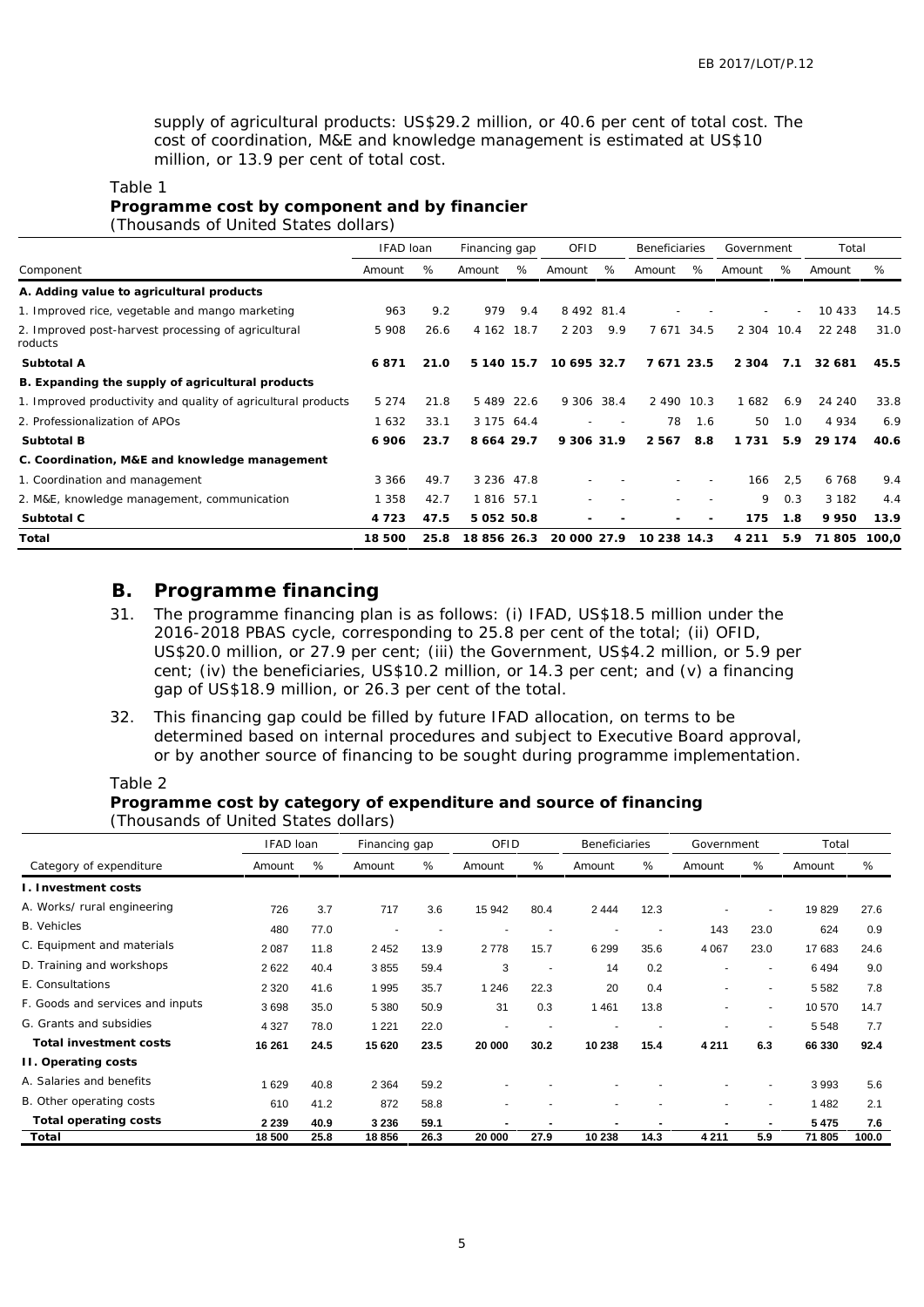supply of agricultural products: US$29.2 million, or 40.6 per cent of total cost. The cost of coordination, M&E and knowledge management is estimated at US$10 million, or 13.9 per cent of total cost.

Table 1
**Programme cost by component and by financier**
*(Thousands of United States dollars)*

| | IFAD loan | | Financing gap | | OFID | | Beneficiaries | | Government | | Total | |
|---|---|---|---|---|---|---|---|---|---|---|---|---|
| Component | Amount | % | Amount | % | Amount | % | Amount | % | Amount | % | Amount | % |
| **A. Adding value to agricultural products** | | | | | | | | | | | | |
| 1. Improved rice, vegetable and mango marketing | 963 | 9.2 | 979 | 9.4 | 8 492 | 81.4 | - | - | - | - | 10 433 | 14.5 |
| 2. Improved post-harvest processing of agricultural roducts | 5 908 | 26.6 | 4 162 | 18.7 | 2 203 | 9.9 | 7 671 | 34.5 | 2 304 | 10.4 | 22 248 | 31.0 |
| **Subtotal A** | **6 871** | **21.0** | **5 140** | **15.7** | **10 695** | **32.7** | **7 671** | **23.5** | **2 304** | **7.1** | **32 681** | **45.5** |
| **B. Expanding the supply of agricultural products** | | | | | | | | | | | | |
| 1. Improved productivity and quality of agricultural products | 5 274 | 21.8 | 5 489 | 22.6 | 9 306 | 38.4 | 2 490 | 10.3 | 1 682 | 6.9 | 24 240 | 33.8 |
| 2. Professionalization of APOs | 1 632 | 33.1 | 3 175 | 64.4 | - | - | 78 | 1.6 | 50 | 1.0 | 4 934 | 6.9 |
| **Subtotal B** | **6 906** | **23.7** | **8 664** | **29.7** | **9 306** | **31.9** | **2 567** | **8.8** | **1 731** | **5.9** | **29 174** | **40.6** |
| **C. Coordination, M&E and knowledge management** | | | | | | | | | | | | |
| 1. Coordination and management | 3 366 | 49.7 | 3 236 | 47.8 | - | - | - | - | 166 | 2,5 | 6 768 | 9.4 |
| 2. M&E, knowledge management, communication | 1 358 | 42.7 | 1 816 | 57.1 | - | - | - | - | 9 | 0.3 | 3 182 | 4.4 |
| **Subtotal C** | **4 723** | **47.5** | **5 052** | **50.8** | **-** | **-** | **-** | **-** | **175** | **1.8** | **9 950** | **13.9** |
| **Total** | **18 500** | **25.8** | **18 856** | **26.3** | **20 000** | **27.9** | **10 238** | **14.3** | **4 211** | **5.9** | **71 805** | **100,0** |

## B. Programme financing

31. The programme financing plan is as follows: (i) IFAD, US$18.5 million under the 2016-2018 PBAS cycle, corresponding to 25.8 per cent of the total; (ii) OFID, US$20.0 million, or 27.9 per cent; (iii) the Government, US$4.2 million, or 5.9 per cent; (iv) the beneficiaries, US$10.2 million, or 14.3 per cent; and (v) a financing gap of US$18.9 million, or 26.3 per cent of the total.

32. This financing gap could be filled by future IFAD allocation, on terms to be determined based on internal procedures and subject to Executive Board approval, or by another source of financing to be sought during programme implementation.

Table 2
**Programme cost by category of expenditure and source of financing**
*(Thousands of United States dollars)*

| | IFAD loan | | Financing gap | | OFID | | Beneficiaries | | Government | | Total | |
|---|---|---|---|---|---|---|---|---|---|---|---|---|
| Category of expenditure | Amount | % | Amount | % | Amount | % | Amount | % | Amount | % | Amount | % |
| **I. Investment costs** | | | | | | | | | | | | |
| A. Works/ rural engineering | 726 | 3.7 | 717 | 3.6 | 15 942 | 80.4 | 2 444 | 12.3 | - | - | 19 829 | 27.6 |
| B. Vehicles | 480 | 77.0 | - | - | - | - | - | - | 143 | 23.0 | 624 | 0.9 |
| C. Equipment and materials | 2 087 | 11.8 | 2 452 | 13.9 | 2 778 | 15.7 | 6 299 | 35.6 | 4 067 | 23.0 | 17 683 | 24.6 |
| D. Training and workshops | 2 622 | 40.4 | 3 855 | 59.4 | 3 | - | 14 | 0.2 | - | - | 6 494 | 9.0 |
| E. Consultations | 2 320 | 41.6 | 1 995 | 35.7 | 1 246 | 22.3 | 20 | 0.4 | - | - | 5 582 | 7.8 |
| F. Goods and services and inputs | 3 698 | 35.0 | 5 380 | 50.9 | 31 | 0.3 | 1 461 | 13.8 | - | - | 10 570 | 14.7 |
| G. Grants and subsidies | 4 327 | 78.0 | 1 221 | 22.0 | - | - | - | - | - | - | 5 548 | 7.7 |
| **Total investment costs** | **16 261** | **24.5** | **15 620** | **23.5** | **20 000** | **30.2** | **10 238** | **15.4** | **4 211** | **6.3** | **66 330** | **92.4** |
| **II. Operating costs** | | | | | | | | | | | | |
| A. Salaries and benefits | 1 629 | 40.8 | 2 364 | 59.2 | - | - | - | - | - | - | 3 993 | 5.6 |
| B. Other operating costs | 610 | 41.2 | 872 | 58.8 | - | - | - | - | - | - | 1 482 | 2.1 |
| **Total operating costs** | **2 239** | **40.9** | **3 236** | **59.1** | **-** | **-** | **-** | **-** | **-** | **-** | **5 475** | **7.6** |
| **Total** | **18 500** | **25.8** | **18 856** | **26.3** | **20 000** | **27.9** | **10 238** | **14.3** | **4 211** | **5.9** | **71 805** | **100.0** |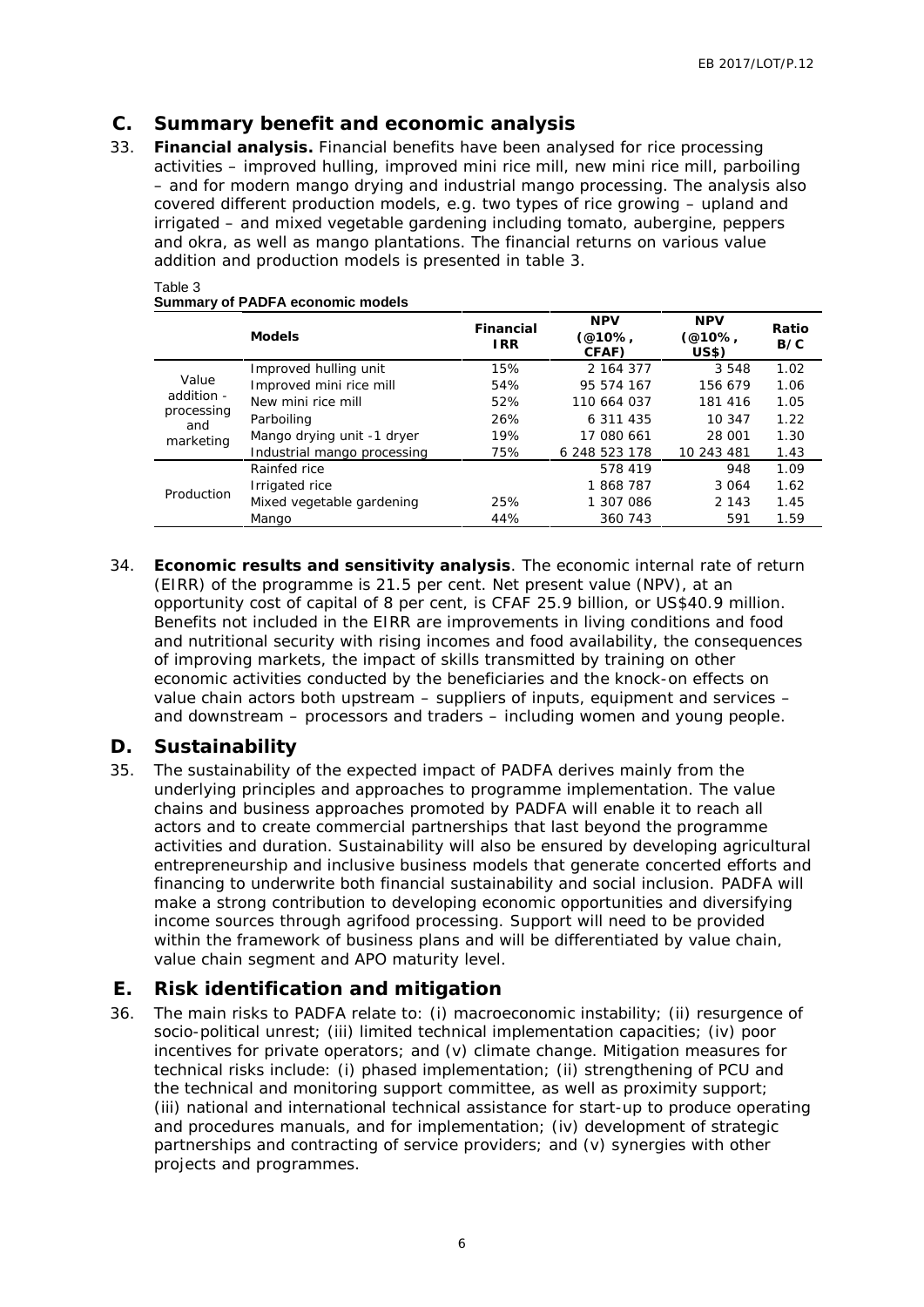## C. Summary benefit and economic analysis

33. **Financial analysis.** Financial benefits have been analysed for rice processing activities – improved hulling, improved mini rice mill, new mini rice mill, parboiling – and for modern mango drying and industrial mango processing. The analysis also covered different production models, e.g. two types of rice growing – upland and irrigated – and mixed vegetable gardening including tomato, aubergine, peppers and okra, as well as mango plantations. The financial returns on various value addition and production models is presented in table 3.

Table 3
**Summary of PADFA economic models**

| | Models | Financial IRR | NPV (@10%, CFAF) | NPV (@10%, US$) | Ratio B/C |
|---|---|---|---|---|---|
| Value addition - processing and marketing | Improved hulling unit | 15% | 2 164 377 | 3 548 | 1.02 |
| | Improved mini rice mill | 54% | 95 574 167 | 156 679 | 1.06 |
| | New mini rice mill | 52% | 110 664 037 | 181 416 | 1.05 |
| | Parboiling | 26% | 6 311 435 | 10 347 | 1.22 |
| | Mango drying unit -1 dryer | 19% | 17 080 661 | 28 001 | 1.30 |
| | Industrial mango processing | 75% | 6 248 523 178 | 10 243 481 | 1.43 |
| Production | Rainfed rice | | 578 419 | 948 | 1.09 |
| | Irrigated rice | | 1 868 787 | 3 064 | 1.62 |
| | Mixed vegetable gardening | 25% | 1 307 086 | 2 143 | 1.45 |
| | Mango | 44% | 360 743 | 591 | 1.59 |

34. **Economic results and sensitivity analysis**. The economic internal rate of return (EIRR) of the programme is 21.5 per cent. Net present value (NPV), at an opportunity cost of capital of 8 per cent, is CFAF 25.9 billion, or US$40.9 million. Benefits not included in the EIRR are improvements in living conditions and food and nutritional security with rising incomes and food availability, the consequences of improving markets, the impact of skills transmitted by training on other economic activities conducted by the beneficiaries and the knock-on effects on value chain actors both upstream – suppliers of inputs, equipment and services – and downstream – processors and traders – including women and young people.

## D. Sustainability

35. The sustainability of the expected impact of PADFA derives mainly from the underlying principles and approaches to programme implementation. The value chains and business approaches promoted by PADFA will enable it to reach all actors and to create commercial partnerships that last beyond the programme activities and duration. Sustainability will also be ensured by developing agricultural entrepreneurship and inclusive business models that generate concerted efforts and financing to underwrite both financial sustainability and social inclusion. PADFA will make a strong contribution to developing economic opportunities and diversifying income sources through agrifood processing. Support will need to be provided within the framework of business plans and will be differentiated by value chain, value chain segment and APO maturity level.

## E. Risk identification and mitigation

36. The main risks to PADFA relate to: (i) macroeconomic instability; (ii) resurgence of socio-political unrest; (iii) limited technical implementation capacities; (iv) poor incentives for private operators; and (v) climate change. Mitigation measures for technical risks include: (i) phased implementation; (ii) strengthening of PCU and the technical and monitoring support committee, as well as proximity support; (iii) national and international technical assistance for start-up to produce operating and procedures manuals, and for implementation; (iv) development of strategic partnerships and contracting of service providers; and (v) synergies with other projects and programmes.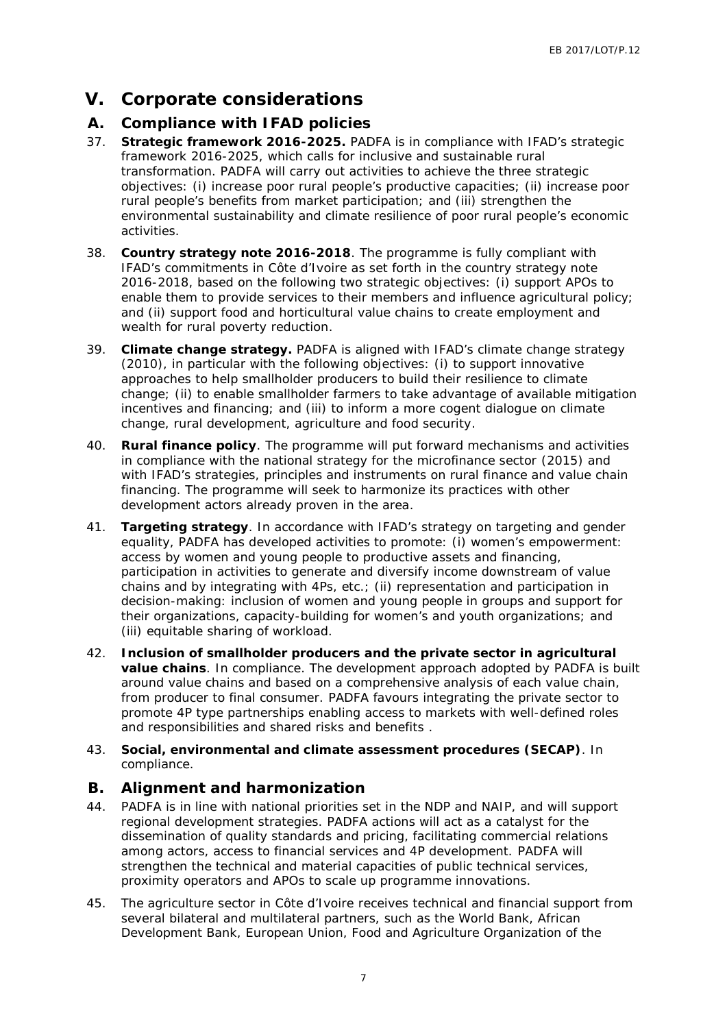# V. Corporate considerations

## A. Compliance with IFAD policies

37. **Strategic framework 2016-2025.** PADFA is in compliance with IFAD's strategic framework 2016-2025, which calls for inclusive and sustainable rural transformation. PADFA will carry out activities to achieve the three strategic objectives: (i) increase poor rural people's productive capacities; (ii) increase poor rural people's benefits from market participation; and (iii) strengthen the environmental sustainability and climate resilience of poor rural people's economic activities.

38. **Country strategy note 2016-2018**. The programme is fully compliant with IFAD's commitments in Côte d'Ivoire as set forth in the country strategy note 2016-2018, based on the following two strategic objectives: (i) support APOs to enable them to provide services to their members and influence agricultural policy; and (ii) support food and horticultural value chains to create employment and wealth for rural poverty reduction.

39. **Climate change strategy.** PADFA is aligned with IFAD's climate change strategy (2010), in particular with the following objectives: (i) to support innovative approaches to help smallholder producers to build their resilience to climate change; (ii) to enable smallholder farmers to take advantage of available mitigation incentives and financing; and (iii) to inform a more cogent dialogue on climate change, rural development, agriculture and food security.

40. **Rural finance policy**. The programme will put forward mechanisms and activities in compliance with the national strategy for the microfinance sector (2015) and with IFAD's strategies, principles and instruments on rural finance and value chain financing. The programme will seek to harmonize its practices with other development actors already proven in the area.

41. **Targeting strategy**. In accordance with IFAD's strategy on targeting and gender equality, PADFA has developed activities to promote: (i) women's empowerment: access by women and young people to productive assets and financing, participation in activities to generate and diversify income downstream of value chains and by integrating with 4Ps, etc.; (ii) representation and participation in decision-making: inclusion of women and young people in groups and support for their organizations, capacity-building for women's and youth organizations; and (iii) equitable sharing of workload.

42. **Inclusion of smallholder producers and the private sector in agricultural value chains**. In compliance. The development approach adopted by PADFA is built around value chains and based on a comprehensive analysis of each value chain, from producer to final consumer. PADFA favours integrating the private sector to promote 4P type partnerships enabling access to markets with well-defined roles and responsibilities and shared risks and benefits .

43. **Social, environmental and climate assessment procedures (SECAP)**. In compliance.

## B. Alignment and harmonization

44. PADFA is in line with national priorities set in the NDP and NAIP, and will support regional development strategies. PADFA actions will act as a catalyst for the dissemination of quality standards and pricing, facilitating commercial relations among actors, access to financial services and 4P development. PADFA will strengthen the technical and material capacities of public technical services, proximity operators and APOs to scale up programme innovations.

45. The agriculture sector in Côte d'Ivoire receives technical and financial support from several bilateral and multilateral partners, such as the World Bank, African Development Bank, European Union, Food and Agriculture Organization of the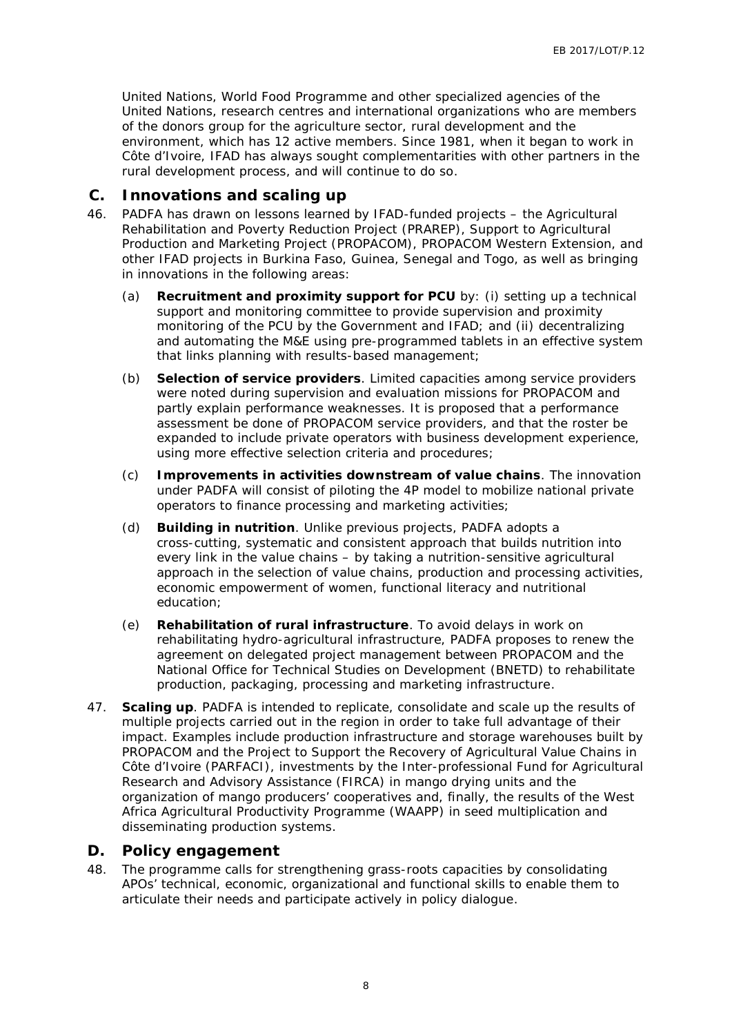United Nations, World Food Programme and other specialized agencies of the United Nations, research centres and international organizations who are members of the donors group for the agriculture sector, rural development and the environment, which has 12 active members. Since 1981, when it began to work in Côte d'Ivoire, IFAD has always sought complementarities with other partners in the rural development process, and will continue to do so.

## C. Innovations and scaling up

46. PADFA has drawn on lessons learned by IFAD-funded projects – the Agricultural Rehabilitation and Poverty Reduction Project (PRAREP), Support to Agricultural Production and Marketing Project (PROPACOM), PROPACOM Western Extension, and other IFAD projects in Burkina Faso, Guinea, Senegal and Togo, as well as bringing in innovations in the following areas:

    (a) **Recruitment and proximity support for PCU** by: (i) setting up a technical support and monitoring committee to provide supervision and proximity monitoring of the PCU by the Government and IFAD; and (ii) decentralizing and automating the M&E using pre-programmed tablets in an effective system that links planning with results-based management;

    (b) **Selection of service providers**. Limited capacities among service providers were noted during supervision and evaluation missions for PROPACOM and partly explain performance weaknesses. It is proposed that a performance assessment be done of PROPACOM service providers, and that the roster be expanded to include private operators with business development experience, using more effective selection criteria and procedures;

    (c) **Improvements in activities downstream of value chains**. The innovation under PADFA will consist of piloting the 4P model to mobilize national private operators to finance processing and marketing activities;

    (d) **Building in nutrition**. Unlike previous projects, PADFA adopts a cross-cutting, systematic and consistent approach that builds nutrition into every link in the value chains – by taking a nutrition-sensitive agricultural approach in the selection of value chains, production and processing activities, economic empowerment of women, functional literacy and nutritional education;

    (e) **Rehabilitation of rural infrastructure**. To avoid delays in work on rehabilitating hydro-agricultural infrastructure, PADFA proposes to renew the agreement on delegated project management between PROPACOM and the National Office for Technical Studies on Development (BNETD) to rehabilitate production, packaging, processing and marketing infrastructure.

47. **Scaling up**. PADFA is intended to replicate, consolidate and scale up the results of multiple projects carried out in the region in order to take full advantage of their impact. Examples include production infrastructure and storage warehouses built by PROPACOM and the Project to Support the Recovery of Agricultural Value Chains in Côte d'Ivoire (PARFACI), investments by the Inter-professional Fund for Agricultural Research and Advisory Assistance (FIRCA) in mango drying units and the organization of mango producers' cooperatives and, finally, the results of the West Africa Agricultural Productivity Programme (WAAPP) in seed multiplication and disseminating production systems.

## D. Policy engagement

48. The programme calls for strengthening grass-roots capacities by consolidating APOs' technical, economic, organizational and functional skills to enable them to articulate their needs and participate actively in policy dialogue.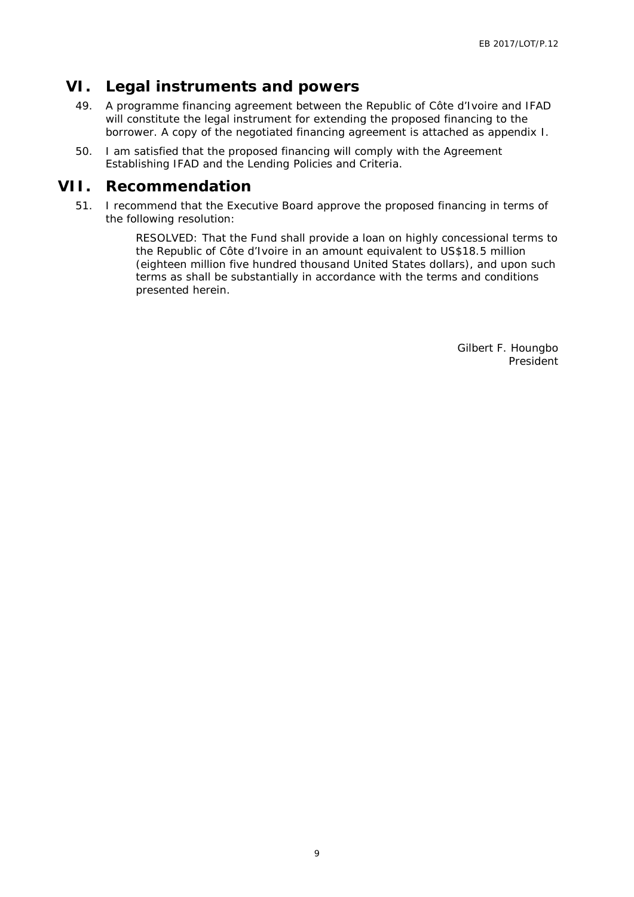# VI. Legal instruments and powers

49. A programme financing agreement between the Republic of Côte d'Ivoire and IFAD will constitute the legal instrument for extending the proposed financing to the borrower. A copy of the negotiated financing agreement is attached as appendix I.

50. I am satisfied that the proposed financing will comply with the Agreement Establishing IFAD and the Lending Policies and Criteria.

# VII. Recommendation

51. I recommend that the Executive Board approve the proposed financing in terms of the following resolution:

> RESOLVED: That the Fund shall provide a loan on highly concessional terms to the Republic of Côte d'Ivoire in an amount equivalent to US$18.5 million (eighteen million five hundred thousand United States dollars), and upon such terms as shall be substantially in accordance with the terms and conditions presented herein.

Gilbert F. Houngbo
President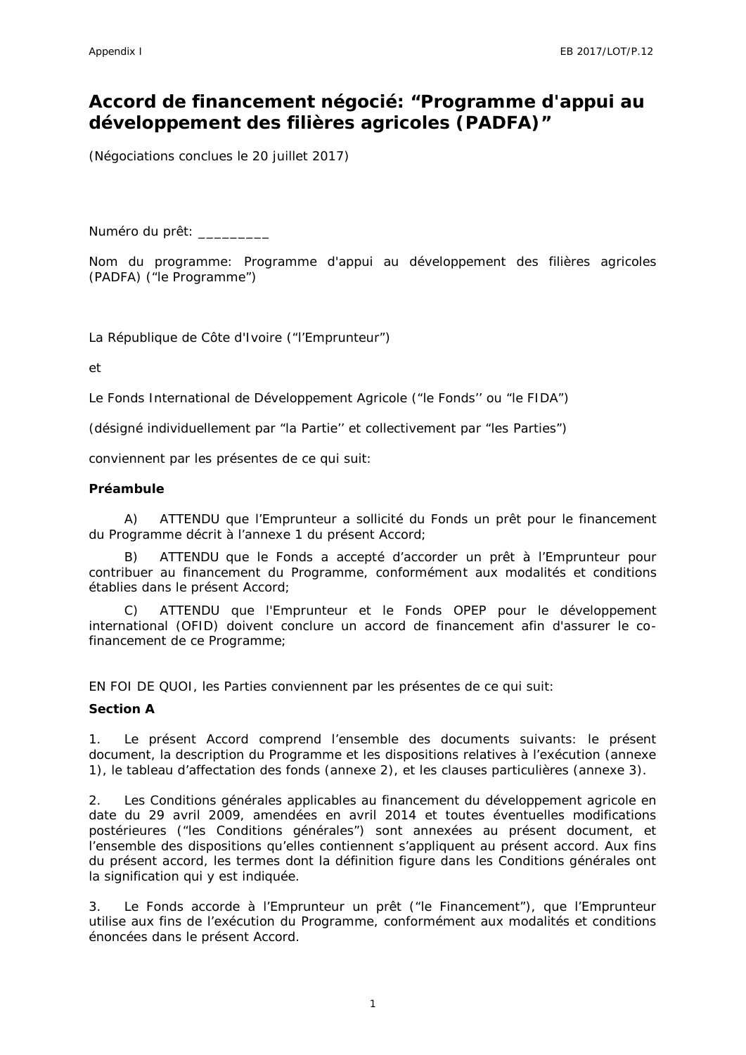# Accord de financement négocié: “Programme d'appui au développement des filières agricoles (PADFA)”

(Négociations conclues le 20 juillet 2017)

Numéro du prêt: _________

Nom du programme: Programme d'appui au développement des filières agricoles (PADFA) (“le Programme”)

La République de Côte d'Ivoire (“l’Emprunteur”)

et

Le Fonds International de Développement Agricole (“le Fonds’’ ou “le FIDA”)

(désigné individuellement par “la Partie’’ et collectivement par “les Parties”)

conviennent par les présentes de ce qui suit:

**Préambule**

A) ATTENDU que l’Emprunteur a sollicité du Fonds un prêt pour le financement du Programme décrit à l’annexe 1 du présent Accord;

B) ATTENDU que le Fonds a accepté d’accorder un prêt à l’Emprunteur pour contribuer au financement du Programme, conformément aux modalités et conditions établies dans le présent Accord;

C) ATTENDU que l'Emprunteur et le Fonds OPEP pour le développement international (OFID) doivent conclure un accord de financement afin d'assurer le co-financement de ce Programme;

EN FOI DE QUOI, les Parties conviennent par les présentes de ce qui suit:

**Section A**

1. Le présent Accord comprend l’ensemble des documents suivants: le présent document, la description du Programme et les dispositions relatives à l’exécution (annexe 1), le tableau d’affectation des fonds (annexe 2), et les clauses particulières (annexe 3).

2. Les Conditions générales applicables au financement du développement agricole en date du 29 avril 2009, amendées en avril 2014 et toutes éventuelles modifications postérieures (“les Conditions générales”) sont annexées au présent document, et l’ensemble des dispositions qu’elles contiennent s’appliquent au présent accord. Aux fins du présent accord, les termes dont la définition figure dans les Conditions générales ont la signification qui y est indiquée.

3. Le Fonds accorde à l’Emprunteur un prêt (“le Financement”), que l’Emprunteur utilise aux fins de l’exécution du Programme, conformément aux modalités et conditions énoncées dans le présent Accord.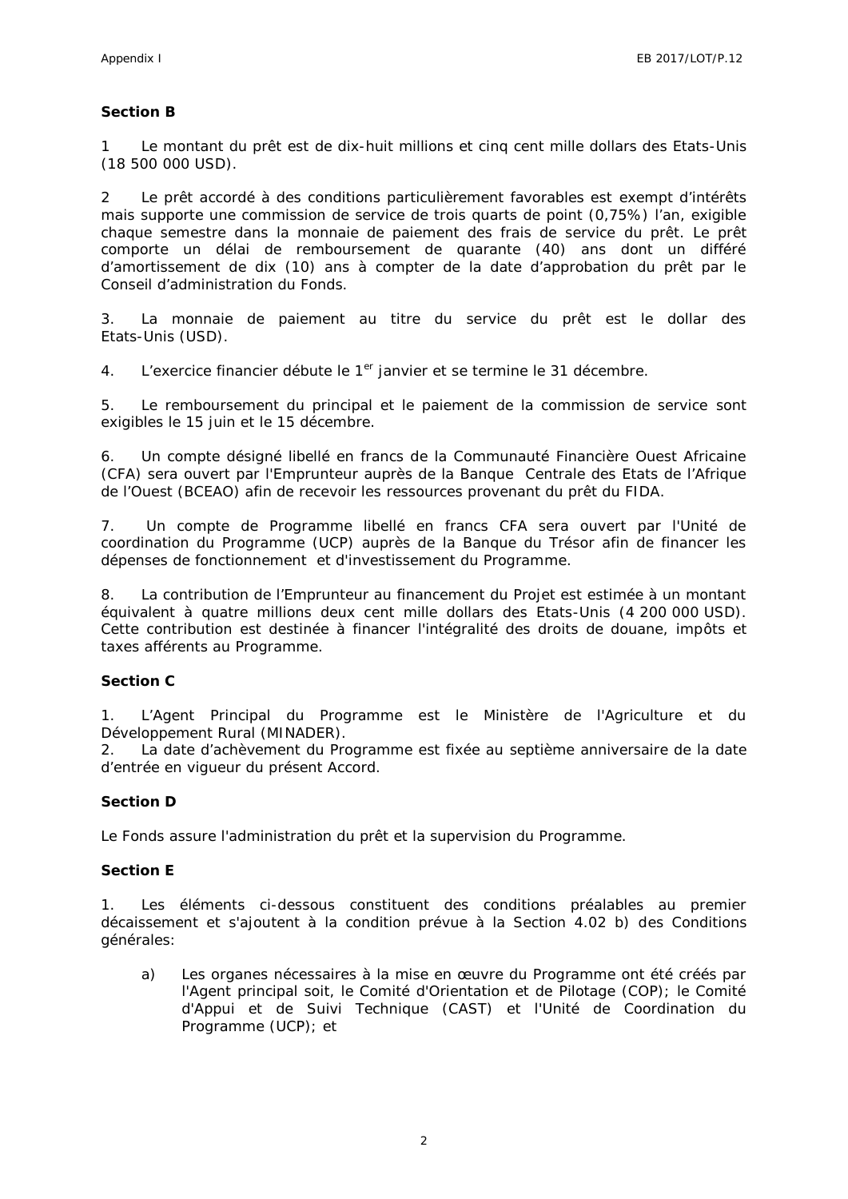**Section B**

1 Le montant du prêt est de dix-huit millions et cinq cent mille dollars des Etats-Unis (18 500 000 USD).

2 Le prêt accordé à des conditions particulièrement favorables est exempt d'intérêts mais supporte une commission de service de trois quarts de point (0,75%) l'an, exigible chaque semestre dans la monnaie de paiement des frais de service du prêt. Le prêt comporte un délai de remboursement de quarante (40) ans dont un différé d'amortissement de dix (10) ans à compter de la date d'approbation du prêt par le Conseil d'administration du Fonds.

3. La monnaie de paiement au titre du service du prêt est le dollar des Etats-Unis (USD).

4. L'exercice financier débute le 1[er] janvier et se termine le 31 décembre.

5. Le remboursement du principal et le paiement de la commission de service sont exigibles le 15 juin et le 15 décembre.

6. Un compte désigné libellé en francs de la Communauté Financière Ouest Africaine (CFA) sera ouvert par l'Emprunteur auprès de la Banque Centrale des Etats de l'Afrique de l'Ouest (BCEAO) afin de recevoir les ressources provenant du prêt du FIDA.

7. Un compte de Programme libellé en francs CFA sera ouvert par l'Unité de coordination du Programme (UCP) auprès de la Banque du Trésor afin de financer les dépenses de fonctionnement et d'investissement du Programme.

8. La contribution de l'Emprunteur au financement du Projet est estimée à un montant équivalent à quatre millions deux cent mille dollars des Etats-Unis (4 200 000 USD). Cette contribution est destinée à financer l'intégralité des droits de douane, impôts et taxes afférents au Programme.

**Section C**

1. L'Agent Principal du Programme est le Ministère de l'Agriculture et du Développement Rural (MINADER).
2. La date d'achèvement du Programme est fixée au septième anniversaire de la date d'entrée en vigueur du présent Accord.

**Section D**

Le Fonds assure l'administration du prêt et la supervision du Programme.

**Section E**

1. Les éléments ci-dessous constituent des conditions préalables au premier décaissement et s'ajoutent à la condition prévue à la Section 4.02 b) des Conditions générales:

a) Les organes nécessaires à la mise en œuvre du Programme ont été créés par l'Agent principal soit, le Comité d'Orientation et de Pilotage (COP); le Comité d'Appui et de Suivi Technique (CAST) et l'Unité de Coordination du Programme (UCP); et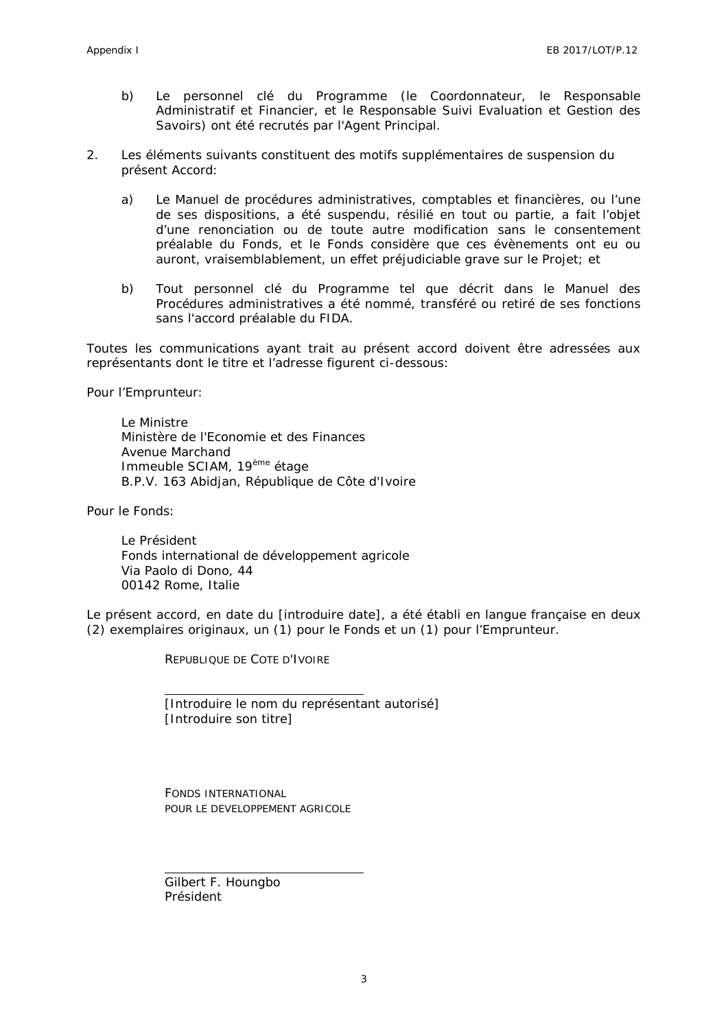b) Le personnel clé du Programme (le Coordonnateur, le Responsable Administratif et Financier, et le Responsable Suivi Evaluation et Gestion des Savoirs) ont été recrutés par l'Agent Principal.

2. Les éléments suivants constituent des motifs supplémentaires de suspension du présent Accord:

   a) Le Manuel de procédures administratives, comptables et financières, ou l'une de ses dispositions, a été suspendu, résilié en tout ou partie, a fait l'objet d'une renonciation ou de toute autre modification sans le consentement préalable du Fonds, et le Fonds considère que ces évènements ont eu ou auront, vraisemblablement, un effet préjudiciable grave sur le Projet; et

   b) Tout personnel clé du Programme tel que décrit dans le Manuel des Procédures administratives a été nommé, transféré ou retiré de ses fonctions sans l'accord préalable du FIDA.

Toutes les communications ayant trait au présent accord doivent être adressées aux représentants dont le titre et l'adresse figurent ci-dessous:

Pour l'Emprunteur:

Le Ministre
Ministère de l'Economie et des Finances
Avenue Marchand
Immeuble SCIAM, 19ème étage
B.P.V. 163 Abidjan, République de Côte d'Ivoire

Pour le Fonds:

Le Président
Fonds international de développement agricole
Via Paolo di Dono, 44
00142 Rome, Italie

Le présent accord, en date du [introduire date], a été établi en langue française en deux (2) exemplaires originaux, un (1) pour le Fonds et un (1) pour l'Emprunteur.

REPUBLIQUE DE COTE D'IVOIRE

\_\_\_\_\_\_\_\_\_\_\_\_\_\_\_\_\_\_\_\_\_\_\_\_\_\_\_\_\_\_
[Introduire le nom du représentant autorisé]
[Introduire son titre]

FONDS INTERNATIONAL
POUR LE DEVELOPPEMENT AGRICOLE

\_\_\_\_\_\_\_\_\_\_\_\_\_\_\_\_\_\_\_\_\_\_\_\_\_\_\_\_\_\_
Gilbert F. Houngbo
Président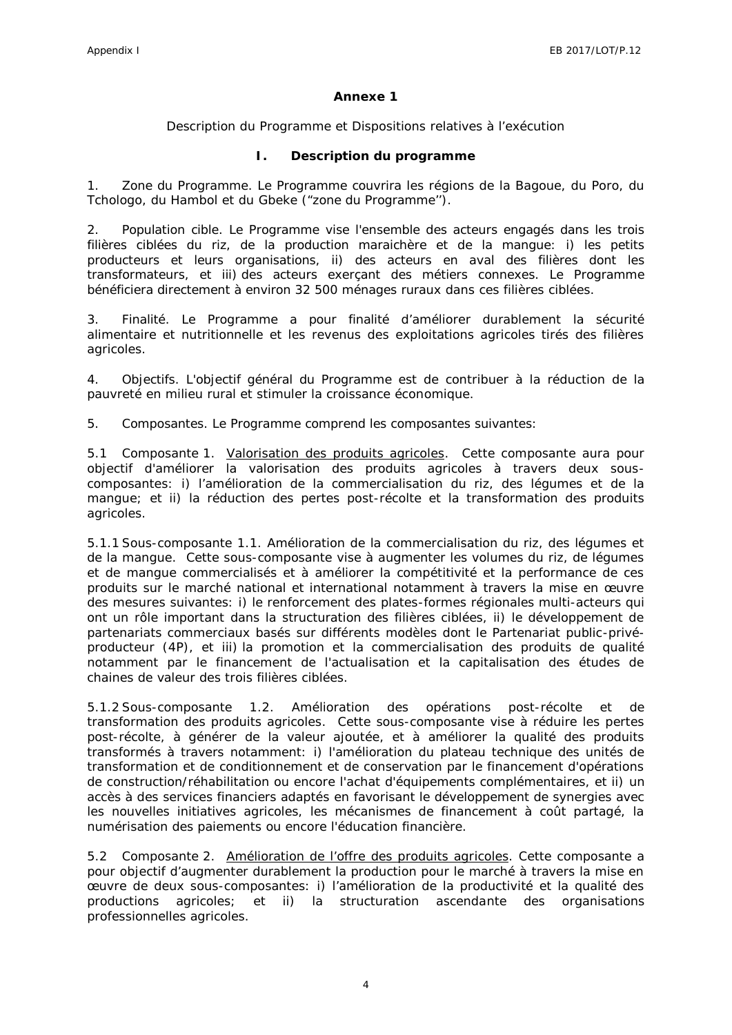# Annexe 1

Description du Programme et Dispositions relatives à l'exécution

## I. Description du programme

1. Zone du Programme. Le Programme couvrira les régions de la Bagoue, du Poro, du Tchologo, du Hambol et du Gbeke ("zone du Programme'').

2. Population cible. Le Programme vise l'ensemble des acteurs engagés dans les trois filières ciblées du riz, de la production maraichère et de la mangue: i) les petits producteurs et leurs organisations, ii) des acteurs en aval des filières dont les transformateurs, et iii) des acteurs exerçant des métiers connexes. Le Programme bénéficiera directement à environ 32 500 ménages ruraux dans ces filières ciblées.

3. Finalité. Le Programme a pour finalité d'améliorer durablement la sécurité alimentaire et nutritionnelle et les revenus des exploitations agricoles tirés des filières agricoles.

4. Objectifs. L'objectif général du Programme est de contribuer à la réduction de la pauvreté en milieu rural et stimuler la croissance économique.

5. Composantes. Le Programme comprend les composantes suivantes:

5.1 Composante 1. Valorisation des produits agricoles. Cette composante aura pour objectif d'améliorer la valorisation des produits agricoles à travers deux sous-composantes: i) l'amélioration de la commercialisation du riz, des légumes et de la mangue; et ii) la réduction des pertes post-récolte et la transformation des produits agricoles.

5.1.1 Sous-composante 1.1. Amélioration de la commercialisation du riz, des légumes et de la mangue. Cette sous-composante vise à augmenter les volumes du riz, de légumes et de mangue commercialisés et à améliorer la compétitivité et la performance de ces produits sur le marché national et international notamment à travers la mise en œuvre des mesures suivantes: i) le renforcement des plates-formes régionales multi-acteurs qui ont un rôle important dans la structuration des filières ciblées, ii) le développement de partenariats commerciaux basés sur différents modèles dont le Partenariat public-privé-producteur (4P), et iii) la promotion et la commercialisation des produits de qualité notamment par le financement de l'actualisation et la capitalisation des études de chaines de valeur des trois filières ciblées.

5.1.2 Sous-composante 1.2. Amélioration des opérations post-récolte et de transformation des produits agricoles. Cette sous-composante vise à réduire les pertes post-récolte, à générer de la valeur ajoutée, et à améliorer la qualité des produits transformés à travers notamment: i) l'amélioration du plateau technique des unités de transformation et de conditionnement et de conservation par le financement d'opérations de construction/réhabilitation ou encore l'achat d'équipements complémentaires, et ii) un accès à des services financiers adaptés en favorisant le développement de synergies avec les nouvelles initiatives agricoles, les mécanismes de financement à coût partagé, la numérisation des paiements ou encore l'éducation financière.

5.2 Composante 2. Amélioration de l'offre des produits agricoles. Cette composante a pour objectif d'augmenter durablement la production pour le marché à travers la mise en œuvre de deux sous-composantes: i) l'amélioration de la productivité et la qualité des productions agricoles; et ii) la structuration ascendante des organisations professionnelles agricoles.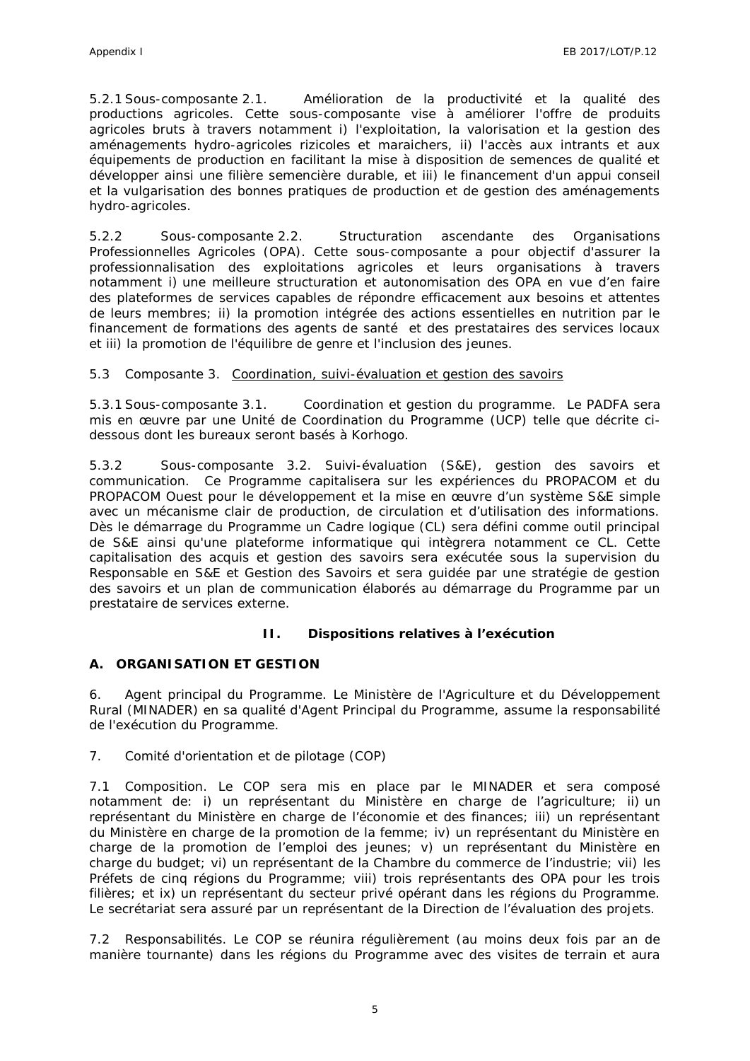5.2.1 Sous-composante 2.1. Amélioration de la productivité et la qualité des productions agricoles. Cette sous-composante vise à améliorer l'offre de produits agricoles bruts à travers notamment i) l'exploitation, la valorisation et la gestion des aménagements hydro-agricoles rizicoles et maraichers, ii) l'accès aux intrants et aux équipements de production en facilitant la mise à disposition de semences de qualité et développer ainsi une filière semencière durable, et iii) le financement d'un appui conseil et la vulgarisation des bonnes pratiques de production et de gestion des aménagements hydro-agricoles.

5.2.2 Sous-composante 2.2. Structuration ascendante des Organisations Professionnelles Agricoles (OPA). Cette sous-composante a pour objectif d'assurer la professionnalisation des exploitations agricoles et leurs organisations à travers notamment i) une meilleure structuration et autonomisation des OPA en vue d'en faire des plateformes de services capables de répondre efficacement aux besoins et attentes de leurs membres; ii) la promotion intégrée des actions essentielles en nutrition par le financement de formations des agents de santé et des prestataires des services locaux et iii) la promotion de l'équilibre de genre et l'inclusion des jeunes.

5.3 Composante 3. Coordination, suivi-évaluation et gestion des savoirs

5.3.1 Sous-composante 3.1. Coordination et gestion du programme. Le PADFA sera mis en œuvre par une Unité de Coordination du Programme (UCP) telle que décrite ci-dessous dont les bureaux seront basés à Korhogo.

5.3.2 Sous-composante 3.2. Suivi-évaluation (S&E), gestion des savoirs et communication. Ce Programme capitalisera sur les expériences du PROPACOM et du PROPACOM Ouest pour le développement et la mise en œuvre d'un système S&E simple avec un mécanisme clair de production, de circulation et d'utilisation des informations. Dès le démarrage du Programme un Cadre logique (CL) sera défini comme outil principal de S&E ainsi qu'une plateforme informatique qui intègrera notamment ce CL. Cette capitalisation des acquis et gestion des savoirs sera exécutée sous la supervision du Responsable en S&E et Gestion des Savoirs et sera guidée par une stratégie de gestion des savoirs et un plan de communication élaborés au démarrage du Programme par un prestataire de services externe.

## II. Dispositions relatives à l'exécution

### A. ORGANISATION ET GESTION

6. Agent principal du Programme. Le Ministère de l'Agriculture et du Développement Rural (MINADER) en sa qualité d'Agent Principal du Programme, assume la responsabilité de l'exécution du Programme.

7. Comité d'orientation et de pilotage (COP)

7.1 Composition. Le COP sera mis en place par le MINADER et sera composé notamment de: i) un représentant du Ministère en charge de l'agriculture; ii) un représentant du Ministère en charge de l'économie et des finances; iii) un représentant du Ministère en charge de la promotion de la femme; iv) un représentant du Ministère en charge de la promotion de l'emploi des jeunes; v) un représentant du Ministère en charge du budget; vi) un représentant de la Chambre du commerce de l'industrie; vii) les Préfets de cinq régions du Programme; viii) trois représentants des OPA pour les trois filières; et ix) un représentant du secteur privé opérant dans les régions du Programme. Le secrétariat sera assuré par un représentant de la Direction de l'évaluation des projets.

7.2 Responsabilités. Le COP se réunira régulièrement (au moins deux fois par an de manière tournante) dans les régions du Programme avec des visites de terrain et aura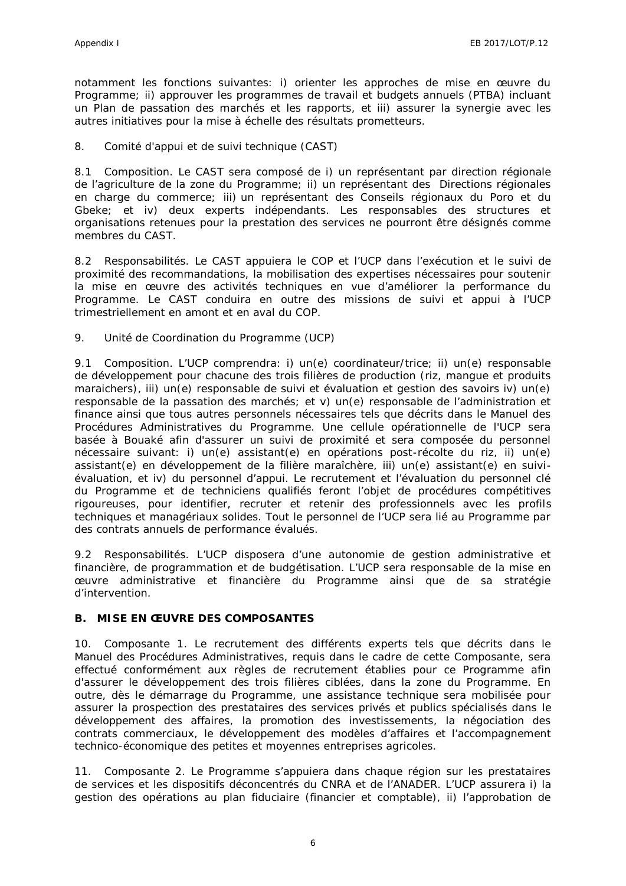notamment les fonctions suivantes: i) orienter les approches de mise en œuvre du Programme; ii) approuver les programmes de travail et budgets annuels (PTBA) incluant un Plan de passation des marchés et les rapports, et iii) assurer la synergie avec les autres initiatives pour la mise à échelle des résultats prometteurs.

8. Comité d'appui et de suivi technique (CAST)

8.1 Composition. Le CAST sera composé de i) un représentant par direction régionale de l'agriculture de la zone du Programme; ii) un représentant des Directions régionales en charge du commerce; iii) un représentant des Conseils régionaux du Poro et du Gbeke; et iv) deux experts indépendants. Les responsables des structures et organisations retenues pour la prestation des services ne pourront être désignés comme membres du CAST.

8.2 Responsabilités. Le CAST appuiera le COP et l'UCP dans l'exécution et le suivi de proximité des recommandations, la mobilisation des expertises nécessaires pour soutenir la mise en œuvre des activités techniques en vue d'améliorer la performance du Programme. Le CAST conduira en outre des missions de suivi et appui à l'UCP trimestriellement en amont et en aval du COP.

9. Unité de Coordination du Programme (UCP)

9.1 Composition. L'UCP comprendra: i) un(e) coordinateur/trice; ii) un(e) responsable de développement pour chacune des trois filières de production (riz, mangue et produits maraichers), iii) un(e) responsable de suivi et évaluation et gestion des savoirs iv) un(e) responsable de la passation des marchés; et v) un(e) responsable de l'administration et finance ainsi que tous autres personnels nécessaires tels que décrits dans le Manuel des Procédures Administratives du Programme. Une cellule opérationnelle de l'UCP sera basée à Bouaké afin d'assurer un suivi de proximité et sera composée du personnel nécessaire suivant: i) un(e) assistant(e) en opérations post-récolte du riz, ii) un(e) assistant(e) en développement de la filière maraîchère, iii) un(e) assistant(e) en suivi-évaluation, et iv) du personnel d'appui. Le recrutement et l'évaluation du personnel clé du Programme et de techniciens qualifiés feront l'objet de procédures compétitives rigoureuses, pour identifier, recruter et retenir des professionnels avec les profils techniques et managériaux solides. Tout le personnel de l'UCP sera lié au Programme par des contrats annuels de performance évalués.

9.2 Responsabilités. L'UCP disposera d'une autonomie de gestion administrative et financière, de programmation et de budgétisation. L'UCP sera responsable de la mise en œuvre administrative et financière du Programme ainsi que de sa stratégie d'intervention.

## B. MISE EN ŒUVRE DES COMPOSANTES

10. Composante 1. Le recrutement des différents experts tels que décrits dans le Manuel des Procédures Administratives, requis dans le cadre de cette Composante, sera effectué conformément aux règles de recrutement établies pour ce Programme afin d'assurer le développement des trois filières ciblées, dans la zone du Programme. En outre, dès le démarrage du Programme, une assistance technique sera mobilisée pour assurer la prospection des prestataires des services privés et publics spécialisés dans le développement des affaires, la promotion des investissements, la négociation des contrats commerciaux, le développement des modèles d'affaires et l'accompagnement technico-économique des petites et moyennes entreprises agricoles.

11. Composante 2. Le Programme s'appuiera dans chaque région sur les prestataires de services et les dispositifs déconcentrés du CNRA et de l'ANADER. L'UCP assurera i) la gestion des opérations au plan fiduciaire (financier et comptable), ii) l'approbation de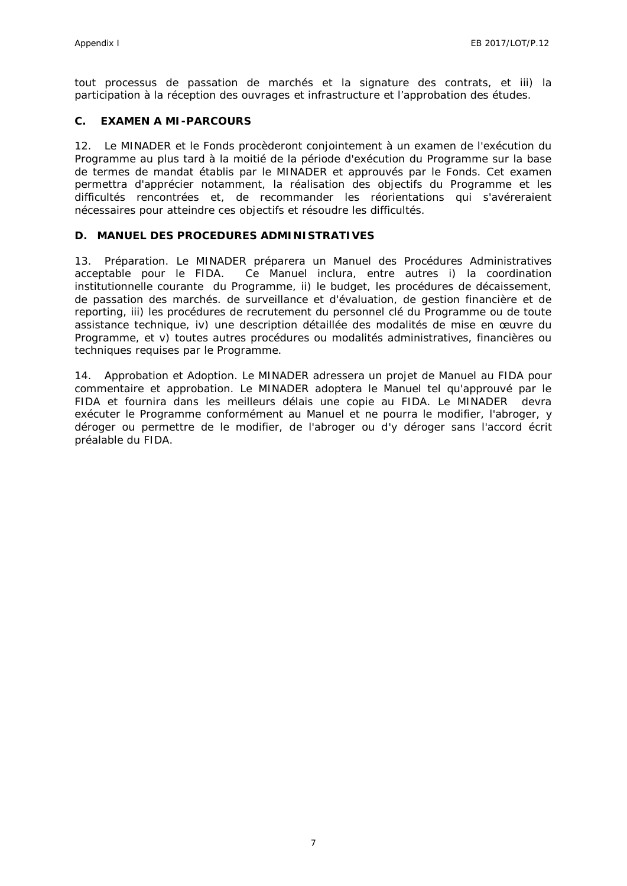tout processus de passation de marchés et la signature des contrats, et iii) la participation à la réception des ouvrages et infrastructure et l'approbation des études.

## C. EXAMEN A MI-PARCOURS

12. Le MINADER et le Fonds procèderont conjointement à un examen de l'exécution du Programme au plus tard à la moitié de la période d'exécution du Programme sur la base de termes de mandat établis par le MINADER et approuvés par le Fonds. Cet examen permettra d'apprécier notamment, la réalisation des objectifs du Programme et les difficultés rencontrées et, de recommander les réorientations qui s'avéreraient nécessaires pour atteindre ces objectifs et résoudre les difficultés.

## D. MANUEL DES PROCEDURES ADMINISTRATIVES

13. Préparation. Le MINADER préparera un Manuel des Procédures Administratives acceptable pour le FIDA. Ce Manuel inclura, entre autres i) la coordination institutionnelle courante du Programme, ii) le budget, les procédures de décaissement, de passation des marchés. de surveillance et d'évaluation, de gestion financière et de reporting, iii) les procédures de recrutement du personnel clé du Programme ou de toute assistance technique, iv) une description détaillée des modalités de mise en œuvre du Programme, et v) toutes autres procédures ou modalités administratives, financières ou techniques requises par le Programme.

14. Approbation et Adoption. Le MINADER adressera un projet de Manuel au FIDA pour commentaire et approbation. Le MINADER adoptera le Manuel tel qu'approuvé par le FIDA et fournira dans les meilleurs délais une copie au FIDA. Le MINADER devra exécuter le Programme conformément au Manuel et ne pourra le modifier, l'abroger, y déroger ou permettre de le modifier, de l'abroger ou d'y déroger sans l'accord écrit préalable du FIDA.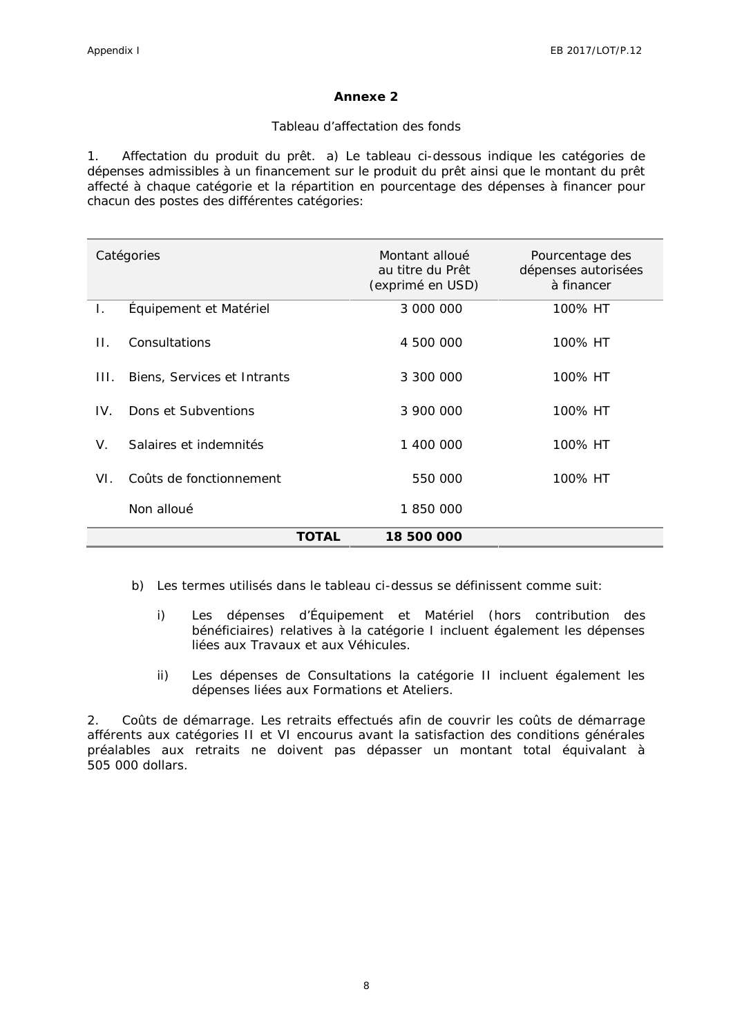## Annexe 2

Tableau d'affectation des fonds

1. Affectation du produit du prêt. a) Le tableau ci-dessous indique les catégories de dépenses admissibles à un financement sur le produit du prêt ainsi que le montant du prêt affecté à chaque catégorie et la répartition en pourcentage des dépenses à financer pour chacun des postes des différentes catégories:

| Catégories | | Montant alloué au titre du Prêt (exprimé en USD) | Pourcentage des dépenses autorisées à financer |
|---|---|---|---|
| I. | Équipement et Matériel | 3 000 000 | 100% HT |
| II. | Consultations | 4 500 000 | 100% HT |
| III. | Biens, Services et Intrants | 3 300 000 | 100% HT |
| IV. | Dons et Subventions | 3 900 000 | 100% HT |
| V. | Salaires et indemnités | 1 400 000 | 100% HT |
| VI. | Coûts de fonctionnement | 550 000 | 100% HT |
| | Non alloué | 1 850 000 | |
| | **TOTAL** | **18 500 000** | |

b) Les termes utilisés dans le tableau ci-dessus se définissent comme suit:

i) Les dépenses d'Équipement et Matériel (hors contribution des bénéficiaires) relatives à la catégorie I incluent également les dépenses liées aux Travaux et aux Véhicules.

ii) Les dépenses de Consultations la catégorie II incluent également les dépenses liées aux Formations et Ateliers.

2. Coûts de démarrage. Les retraits effectués afin de couvrir les coûts de démarrage afférents aux catégories II et VI encourus avant la satisfaction des conditions générales préalables aux retraits ne doivent pas dépasser un montant total équivalant à 505 000 dollars.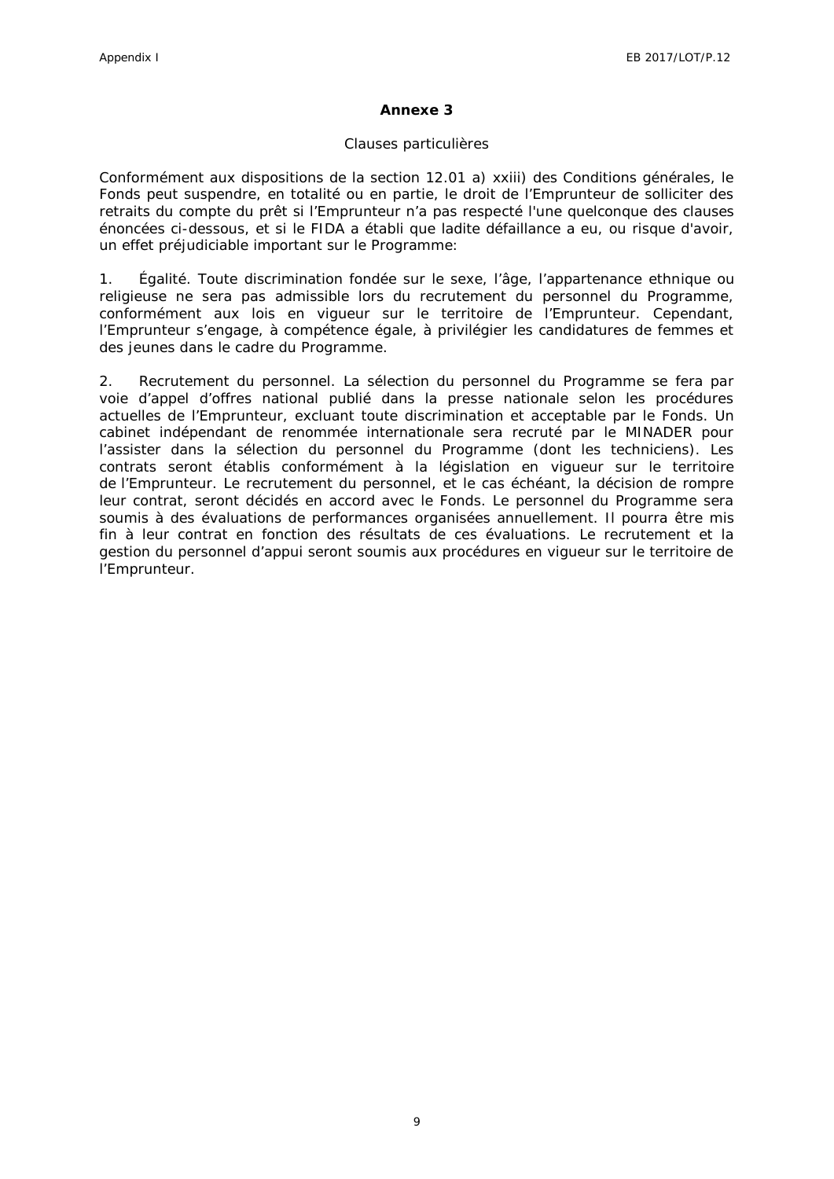## Annexe 3

Clauses particulières

Conformément aux dispositions de la section 12.01 a) xxiii) des Conditions générales, le Fonds peut suspendre, en totalité ou en partie, le droit de l'Emprunteur de solliciter des retraits du compte du prêt si l'Emprunteur n'a pas respecté l'une quelconque des clauses énoncées ci-dessous, et si le FIDA a établi que ladite défaillance a eu, ou risque d'avoir, un effet préjudiciable important sur le Programme:

1. Égalité. Toute discrimination fondée sur le sexe, l'âge, l'appartenance ethnique ou religieuse ne sera pas admissible lors du recrutement du personnel du Programme, conformément aux lois en vigueur sur le territoire de l'Emprunteur. Cependant, l'Emprunteur s'engage, à compétence égale, à privilégier les candidatures de femmes et des jeunes dans le cadre du Programme.

2. Recrutement du personnel. La sélection du personnel du Programme se fera par voie d'appel d'offres national publié dans la presse nationale selon les procédures actuelles de l'Emprunteur, excluant toute discrimination et acceptable par le Fonds. Un cabinet indépendant de renommée internationale sera recruté par le MINADER pour l'assister dans la sélection du personnel du Programme (dont les techniciens). Les contrats seront établis conformément à la législation en vigueur sur le territoire de l'Emprunteur. Le recrutement du personnel, et le cas échéant, la décision de rompre leur contrat, seront décidés en accord avec le Fonds. Le personnel du Programme sera soumis à des évaluations de performances organisées annuellement. Il pourra être mis fin à leur contrat en fonction des résultats de ces évaluations. Le recrutement et la gestion du personnel d'appui seront soumis aux procédures en vigueur sur le territoire de l'Emprunteur.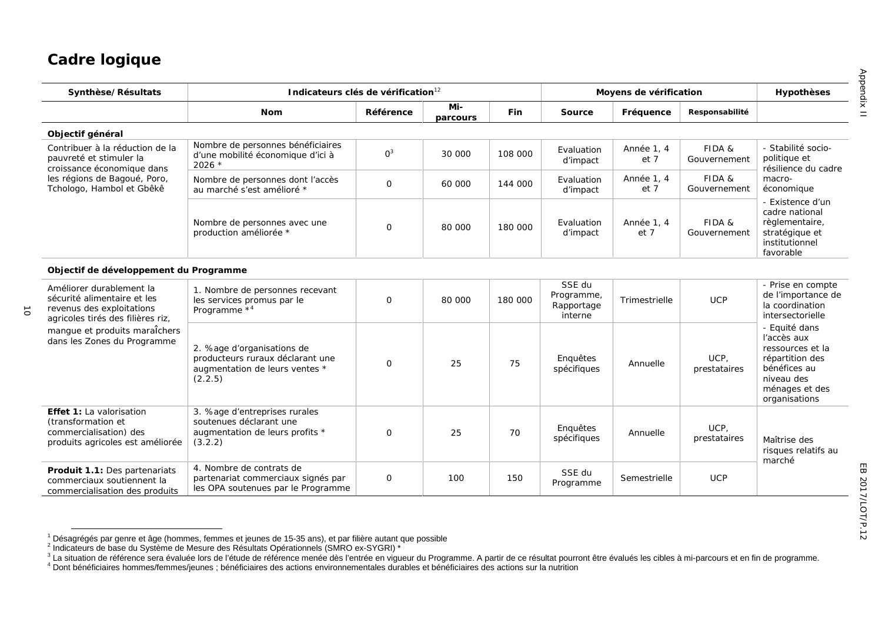# Cadre logique

| Synthèse/Résultats | Indicateurs clés de vérification[1,2] | | | | Moyens de vérification | | | Hypothèses |
|---|---|---|---|---|---|---|---|---|
| | Nom | Référence | Mi-parcours | Fin | Source | Fréquence | Responsabilité | |
| **Objectif général** | | | | | | | | |
| Contribuer à la réduction de la pauvreté et stimuler la croissance économique dans les régions de Bagoué, Poro, Tchologo, Hambol et Gbêkê | Nombre de personnes bénéficiaires d'une mobilité économique d'ici à 2026 * | 0[3] | 30 000 | 108 000 | Evaluation d'impact | Année 1, 4 et 7 | FIDA & Gouvernement | - Stabilité socio-politique et résilience du cadre macro-économique - Existence d'un cadre national règlementaire, stratégique et institutionnel favorable |
| | Nombre de personnes dont l'accès au marché s'est amélioré * | 0 | 60 000 | 144 000 | Evaluation d'impact | Année 1, 4 et 7 | FIDA & Gouvernement | |
| | Nombre de personnes avec une production améliorée * | 0 | 80 000 | 180 000 | Evaluation d'impact | Année 1, 4 et 7 | FIDA & Gouvernement | |
| **Objectif de développement du Programme** | | | | | | | | |
| Améliorer durablement la sécurité alimentaire et les revenus des exploitations agricoles tirés des filières riz, mangue et produits maraîchers dans les Zones du Programme | 1. Nombre de personnes recevant les services promus par le Programme *[4] | 0 | 80 000 | 180 000 | SSE du Programme, Rapportage interne | Trimestrielle | UCP | - Prise en compte de l'importance de la coordination intersectorielle - Equité dans l'accès aux ressources et la répartition des bénéfices au niveau des ménages et des organisations |
| | 2. %age d'organisations de producteurs ruraux déclarant une augmentation de leurs ventes * (2.2.5) | 0 | 25 | 75 | Enquêtes spécifiques | Annuelle | UCP, prestataires | |
| **Effet 1:** La valorisation (transformation et commercialisation) des produits agricoles est améliorée | 3. %age d'entreprises rurales soutenues déclarant une augmentation de leurs profits * (3.2.2) | 0 | 25 | 70 | Enquêtes spécifiques | Annuelle | UCP, prestataires | Maîtrise des risques relatifs au marché |
| **Produit 1.1:** Des partenariats commerciaux soutiennent la commercialisation des produits | 4. Nombre de contrats de partenariat commerciaux signés par les OPA soutenues par le Programme | 0 | 100 | 150 | SSE du Programme | Semestrielle | UCP | |

[1] Désagrégés par genre et âge (hommes, femmes et jeunes de 15-35 ans), et par filière autant que possible

[2] Indicateurs de base du Système de Mesure des Résultats Opérationnels (SMRO ex-SYGRI) *

[3] La situation de référence sera évaluée lors de l'étude de référence menée dès l'entrée en vigueur du Programme. A partir de ce résultat pourront être évalués les cibles à mi-parcours et en fin de programme.

[4] Dont bénéficiaires hommes/femmes/jeunes ; bénéficiaires des actions environnementales durables et bénéficiaires des actions sur la nutrition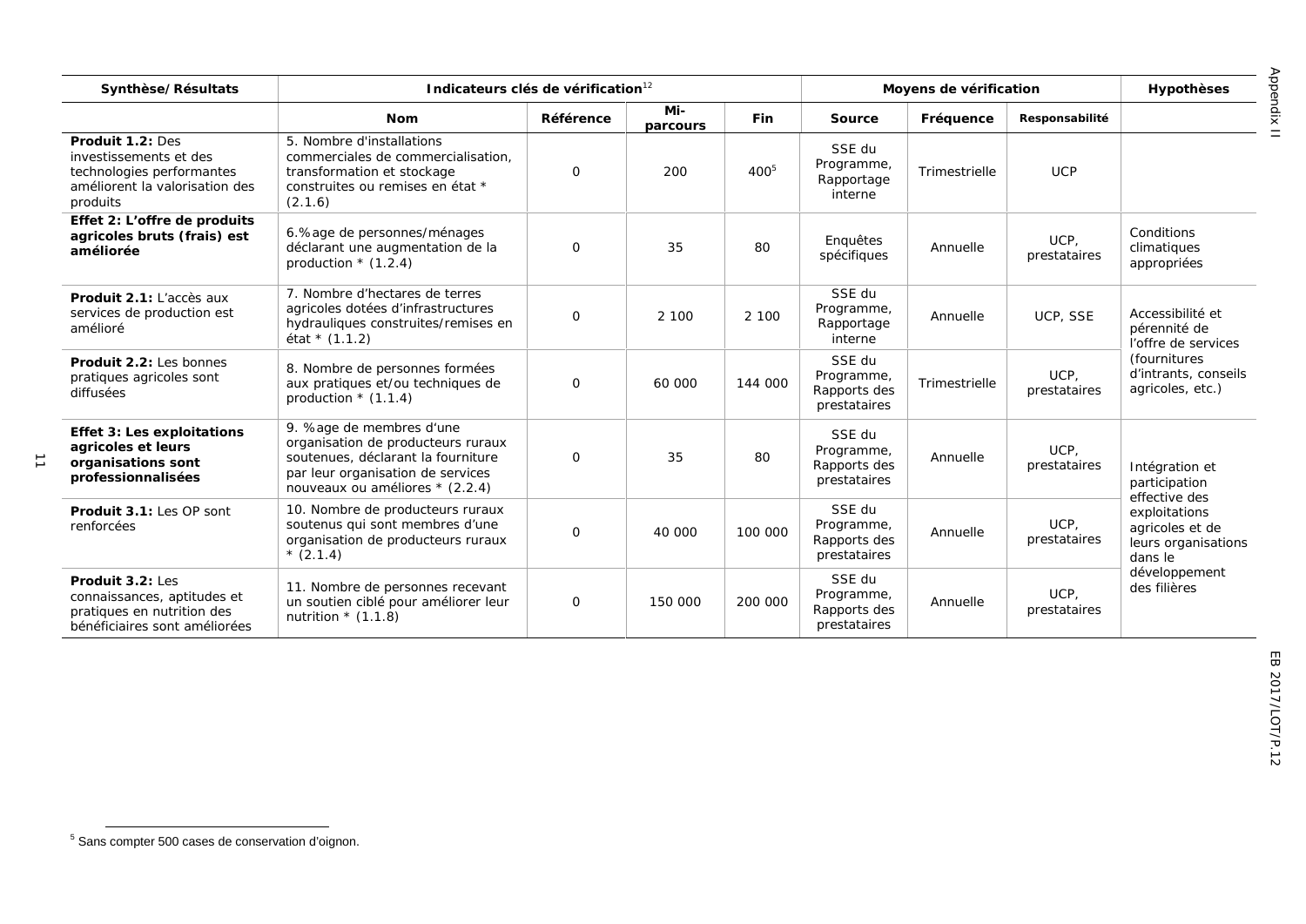| Synthèse/Résultats | Indicateurs clés de vérification[12] | | | | Moyens de vérification | | | Hypothèses |
|---|---|---|---|---|---|---|---|---|
| | **Nom** | **Référence** | **Mi-parcours** | **Fin** | **Source** | **Fréquence** | **Responsabilité** | |
| **Produit 1.2:** Des investissements et des technologies performantes améliorent la valorisation des produits | 5. Nombre d'installations commerciales de commercialisation, transformation et stockage construites ou remises en état * (2.1.6) | 0 | 200 | 400[5] | SSE du Programme, Rapportage interne | Trimestrielle | UCP | |
| **Effet 2: L'offre de produits agricoles bruts (frais) est améliorée** | 6.%age de personnes/ménages déclarant une augmentation de la production * (1.2.4) | 0 | 35 | 80 | Enquêtes spécifiques | Annuelle | UCP, prestataires | Conditions climatiques appropriées |
| **Produit 2.1:** L'accès aux services de production est amélioré | 7. Nombre d'hectares de terres agricoles dotées d'infrastructures hydrauliques construites/remises en état * (1.1.2) | 0 | 2 100 | 2 100 | SSE du Programme, Rapportage interne | Annuelle | UCP, SSE | Accessibilité et pérennité de l'offre de services (fournitures d'intrants, conseils agricoles, etc.) |
| **Produit 2.2:** Les bonnes pratiques agricoles sont diffusées | 8. Nombre de personnes formées aux pratiques et/ou techniques de production * (1.1.4) | 0 | 60 000 | 144 000 | SSE du Programme, Rapports des prestataires | Trimestrielle | UCP, prestataires | |
| **Effet 3: Les exploitations agricoles et leurs organisations sont professionnalisées** | 9. %age de membres d'une organisation de producteurs ruraux soutenues, déclarant la fourniture par leur organisation de services nouveaux ou améliores * (2.2.4) | 0 | 35 | 80 | SSE du Programme, Rapports des prestataires | Annuelle | UCP, prestataires | Intégration et participation effective des exploitations agricoles et de leurs organisations dans le développement des filières |
| **Produit 3.1:** Les OP sont renforcées | 10. Nombre de producteurs ruraux soutenus qui sont membres d'une organisation de producteurs ruraux * (2.1.4) | 0 | 40 000 | 100 000 | SSE du Programme, Rapports des prestataires | Annuelle | UCP, prestataires | |
| **Produit 3.2:** Les connaissances, aptitudes et pratiques en nutrition des bénéficiaires sont améliorées | 11. Nombre de personnes recevant un soutien ciblé pour améliorer leur nutrition * (1.1.8) | 0 | 150 000 | 200 000 | SSE du Programme, Rapports des prestataires | Annuelle | UCP, prestataires | |

[5] Sans compter 500 cases de conservation d'oignon.